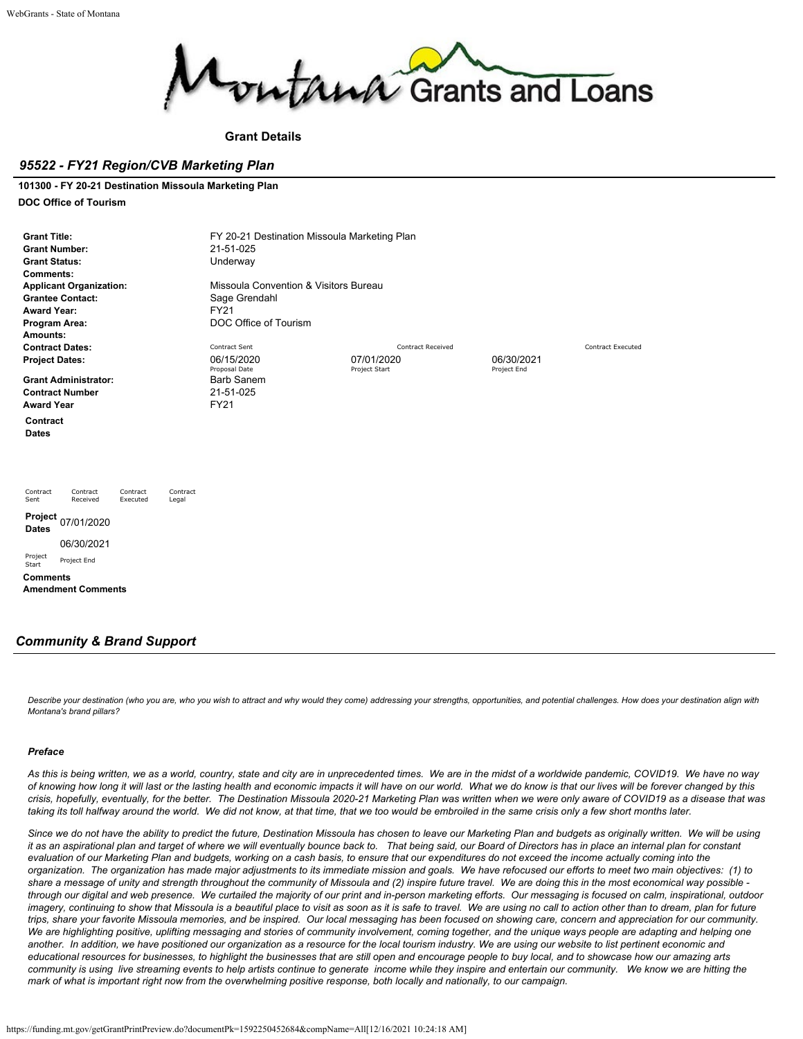**Grant Details**

## *95522 - FY21 Region/CVB Marketing Plan*

**101300 - FY 20-21 Destination Missoula Marketing Plan**

**DOC Office of Tourism**

| | | | |
|---|---|---|---|
| **Grant Title:** | FY 20-21 Destination Missoula Marketing Plan | | |
| **Grant Number:** | 21-51-025 | | |
| **Grant Status:** | Underway | | |
| **Comments:** | | | |
| **Applicant Organization:** | Missoula Convention & Visitors Bureau | | |
| **Grantee Contact:** | Sage Grendahl | | |
| **Award Year:** | FY21 | | |
| **Program Area:** | DOC Office of Tourism | | |
| **Amounts:** | | | |
| **Contract Dates:** | Contract Sent | Contract Received | Contract Executed |
| **Project Dates:** | 06/15/2020<br>Proposal Date | 07/01/2020<br>Project Start | 06/30/2021<br>Project End |
| **Grant Administrator:** | Barb Sanem | | |
| **Contract Number** | 21-51-025 | | |
| **Award Year** | FY21 | | |

**Contract Dates**

| Contract Sent | Contract Received | Contract Executed | Contract Legal |
|---|---|---|---|

**Project Dates**

| 07/01/2020 | 06/30/2021 |
|---|---|
| Project Start | Project End |

**Comments**

**Amendment Comments**

## *Community & Brand Support*

*Describe your destination (who you are, who you wish to attract and why would they come) addressing your strengths, opportunities, and potential challenges. How does your destination align with Montana's brand pillars?*

### *Preface*

*As this is being written, we as a world, country, state and city are in unprecedented times. We are in the midst of a worldwide pandemic, COVID19. We have no way of knowing how long it will last or the lasting health and economic impacts it will have on our world. What we do know is that our lives will be forever changed by this crisis, hopefully, eventually, for the better. The Destination Missoula 2020-21 Marketing Plan was written when we were only aware of COVID19 as a disease that was taking its toll halfway around the world. We did not know, at that time, that we too would be embroiled in the same crisis only a few short months later.*

*Since we do not have the ability to predict the future, Destination Missoula has chosen to leave our Marketing Plan and budgets as originally written. We will be using it as an aspirational plan and target of where we will eventually bounce back to. That being said, our Board of Directors has in place an internal plan for constant evaluation of our Marketing Plan and budgets, working on a cash basis, to ensure that our expenditures do not exceed the income actually coming into the organization. The organization has made major adjustments to its immediate mission and goals. We have refocused our efforts to meet two main objectives: (1) to share a message of unity and strength throughout the community of Missoula and (2) inspire future travel. We are doing this in the most economical way possible - through our digital and web presence. We curtailed the majority of our print and in-person marketing efforts. Our messaging is focused on calm, inspirational, outdoor imagery, continuing to show that Missoula is a beautiful place to visit as soon as it is safe to travel. We are using no call to action other than to dream, plan for future trips, share your favorite Missoula memories, and be inspired. Our local messaging has been focused on showing care, concern and appreciation for our community. We are highlighting positive, uplifting messaging and stories of community involvement, coming together, and the unique ways people are adapting and helping one another. In addition, we have positioned our organization as a resource for the local tourism industry. We are using our website to list pertinent economic and educational resources for businesses, to highlight the businesses that are still open and encourage people to buy local, and to showcase how our amazing arts community is using live streaming events to help artists continue to generate income while they inspire and entertain our community. We know we are hitting the mark of what is important right now from the overwhelming positive response, both locally and nationally, to our campaign.*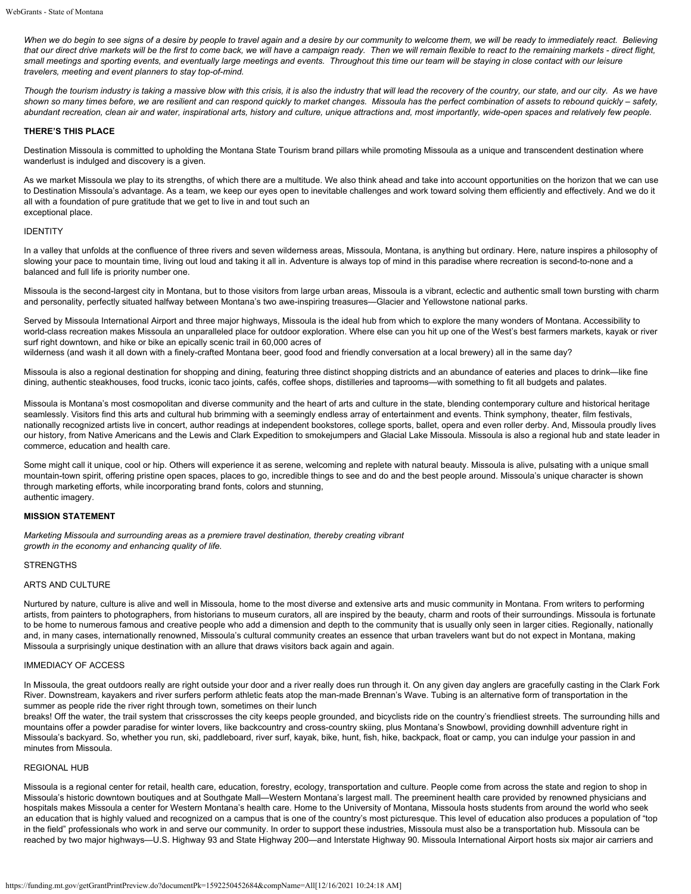*When we do begin to see signs of a desire by people to travel again and a desire by our community to welcome them, we will be ready to immediately react. Believing that our direct drive markets will be the first to come back, we will have a campaign ready. Then we will remain flexible to react to the remaining markets - direct flight, small meetings and sporting events, and eventually large meetings and events. Throughout this time our team will be staying in close contact with our leisure travelers, meeting and event planners to stay top-of-mind.*

*Though the tourism industry is taking a massive blow with this crisis, it is also the industry that will lead the recovery of the country, our state, and our city. As we have shown so many times before, we are resilient and can respond quickly to market changes. Missoula has the perfect combination of assets to rebound quickly – safety, abundant recreation, clean air and water, inspirational arts, history and culture, unique attractions and, most importantly, wide-open spaces and relatively few people.*

**THERE'S THIS PLACE**

Destination Missoula is committed to upholding the Montana State Tourism brand pillars while promoting Missoula as a unique and transcendent destination where wanderlust is indulged and discovery is a given.

As we market Missoula we play to its strengths, of which there are a multitude. We also think ahead and take into account opportunities on the horizon that we can use to Destination Missoula's advantage. As a team, we keep our eyes open to inevitable challenges and work toward solving them efficiently and effectively. And we do it all with a foundation of pure gratitude that we get to live in and tout such an exceptional place.

IDENTITY

In a valley that unfolds at the confluence of three rivers and seven wilderness areas, Missoula, Montana, is anything but ordinary. Here, nature inspires a philosophy of slowing your pace to mountain time, living out loud and taking it all in. Adventure is always top of mind in this paradise where recreation is second-to-none and a balanced and full life is priority number one.

Missoula is the second-largest city in Montana, but to those visitors from large urban areas, Missoula is a vibrant, eclectic and authentic small town bursting with charm and personality, perfectly situated halfway between Montana's two awe-inspiring treasures—Glacier and Yellowstone national parks.

Served by Missoula International Airport and three major highways, Missoula is the ideal hub from which to explore the many wonders of Montana. Accessibility to world-class recreation makes Missoula an unparalleled place for outdoor exploration. Where else can you hit up one of the West's best farmers markets, kayak or river surf right downtown, and hike or bike an epically scenic trail in 60,000 acres of wilderness (and wash it all down with a finely-crafted Montana beer, good food and friendly conversation at a local brewery) all in the same day?

Missoula is also a regional destination for shopping and dining, featuring three distinct shopping districts and an abundance of eateries and places to drink—like fine dining, authentic steakhouses, food trucks, iconic taco joints, cafés, coffee shops, distilleries and taprooms—with something to fit all budgets and palates.

Missoula is Montana's most cosmopolitan and diverse community and the heart of arts and culture in the state, blending contemporary culture and historical heritage seamlessly. Visitors find this arts and cultural hub brimming with a seemingly endless array of entertainment and events. Think symphony, theater, film festivals, nationally recognized artists live in concert, author readings at independent bookstores, college sports, ballet, opera and even roller derby. And, Missoula proudly lives our history, from Native Americans and the Lewis and Clark Expedition to smokejumpers and Glacial Lake Missoula. Missoula is also a regional hub and state leader in commerce, education and health care.

Some might call it unique, cool or hip. Others will experience it as serene, welcoming and replete with natural beauty. Missoula is alive, pulsating with a unique small mountain-town spirit, offering pristine open spaces, places to go, incredible things to see and do and the best people around. Missoula's unique character is shown through marketing efforts, while incorporating brand fonts, colors and stunning, authentic imagery.

**MISSION STATEMENT**

*Marketing Missoula and surrounding areas as a premiere travel destination, thereby creating vibrant growth in the economy and enhancing quality of life.*

STRENGTHS

ARTS AND CULTURE

Nurtured by nature, culture is alive and well in Missoula, home to the most diverse and extensive arts and music community in Montana. From writers to performing artists, from painters to photographers, from historians to museum curators, all are inspired by the beauty, charm and roots of their surroundings. Missoula is fortunate to be home to numerous famous and creative people who add a dimension and depth to the community that is usually only seen in larger cities. Regionally, nationally and, in many cases, internationally renowned, Missoula's cultural community creates an essence that urban travelers want but do not expect in Montana, making Missoula a surprisingly unique destination with an allure that draws visitors back again and again.

IMMEDIACY OF ACCESS

In Missoula, the great outdoors really are right outside your door and a river really does run through it. On any given day anglers are gracefully casting in the Clark Fork River. Downstream, kayakers and river surfers perform athletic feats atop the man-made Brennan's Wave. Tubing is an alternative form of transportation in the summer as people ride the river right through town, sometimes on their lunch breaks! Off the water, the trail system that crisscrosses the city keeps people grounded, and bicyclists ride on the country's friendliest streets. The surrounding hills and mountains offer a powder paradise for winter lovers, like backcountry and cross-country skiing, plus Montana's Snowbowl, providing downhill adventure right in Missoula's backyard. So, whether you run, ski, paddleboard, river surf, kayak, bike, hunt, fish, hike, backpack, float or camp, you can indulge your passion in and minutes from Missoula.

REGIONAL HUB

Missoula is a regional center for retail, health care, education, forestry, ecology, transportation and culture. People come from across the state and region to shop in Missoula's historic downtown boutiques and at Southgate Mall—Western Montana's largest mall. The preeminent health care provided by renowned physicians and hospitals makes Missoula a center for Western Montana's health care. Home to the University of Montana, Missoula hosts students from around the world who seek an education that is highly valued and recognized on a campus that is one of the country's most picturesque. This level of education also produces a population of "top in the field" professionals who work in and serve our community. In order to support these industries, Missoula must also be a transportation hub. Missoula can be reached by two major highways—U.S. Highway 93 and State Highway 200—and Interstate Highway 90. Missoula International Airport hosts six major air carriers and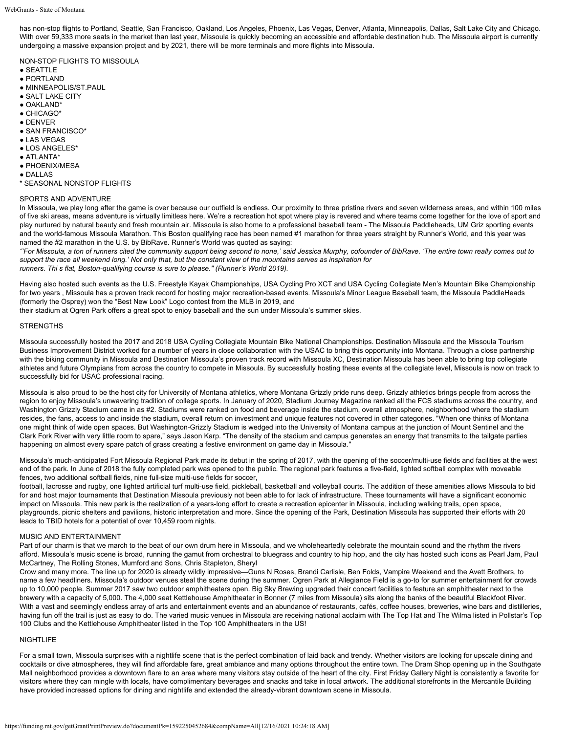has non-stop flights to Portland, Seattle, San Francisco, Oakland, Los Angeles, Phoenix, Las Vegas, Denver, Atlanta, Minneapolis, Dallas, Salt Lake City and Chicago. With over 59,333 more seats in the market than last year, Missoula is quickly becoming an accessible and affordable destination hub. The Missoula airport is currently undergoing a massive expansion project and by 2021, there will be more terminals and more flights into Missoula.

NON-STOP FLIGHTS TO MISSOULA

- SEATTLE
- PORTLAND
- MINNEAPOLIS/ST.PAUL
- SALT LAKE CITY
- OAKLAND*
- CHICAGO*
- DENVER
- SAN FRANCISCO*
- LAS VEGAS
- LOS ANGELES*
- ATLANTA*
- PHOENIX/MESA
- DALLAS

\* SEASONAL NONSTOP FLIGHTS

SPORTS AND ADVENTURE

In Missoula, we play long after the game is over because our outfield is endless. Our proximity to three pristine rivers and seven wilderness areas, and within 100 miles of five ski areas, means adventure is virtually limitless here. We're a recreation hot spot where play is revered and where teams come together for the love of sport and play nurtured by natural beauty and fresh mountain air. Missoula is also home to a professional baseball team - The Missoula Paddleheads, UM Griz sporting events and the world-famous Missoula Marathon. This Boston qualifying race has been named #1 marathon for three years straight by Runner's World, and this year was named the #2 marathon in the U.S. by BibRave. Runner's World was quoted as saying:

*"'For Missoula, a ton of runners cited the community support being second to none,' said Jessica Murphy, cofounder of BibRave. 'The entire town really comes out to support the race all weekend long.' Not only that, but the constant view of the mountains serves as inspiration for runners. Thi s flat, Boston-qualifying course is sure to please." (Runner's World 2019).*

Having also hosted such events as the U.S. Freestyle Kayak Championships, USA Cycling Pro XCT and USA Cycling Collegiate Men's Mountain Bike Championship for two years , Missoula has a proven track record for hosting major recreation-based events. Missoula's Minor League Baseball team, the Missoula PaddleHeads (formerly the Osprey) won the "Best New Look" Logo contest from the MLB in 2019, and their stadium at Ogren Park offers a great spot to enjoy baseball and the sun under Missoula's summer skies.

STRENGTHS

Missoula successfully hosted the 2017 and 2018 USA Cycling Collegiate Mountain Bike National Championships. Destination Missoula and the Missoula Tourism Business Improvement District worked for a number of years in close collaboration with the USAC to bring this opportunity into Montana. Through a close partnership with the biking community in Missoula and Destination Missoula's proven track record with Missoula XC, Destination Missoula has been able to bring top collegiate athletes and future Olympians from across the country to compete in Missoula. By successfully hosting these events at the collegiate level, Missoula is now on track to successfully bid for USAC professional racing.

Missoula is also proud to be the host city for University of Montana athletics, where Montana Grizzly pride runs deep. Grizzly athletics brings people from across the region to enjoy Missoula's unwavering tradition of college sports. In January of 2020, Stadium Journey Magazine ranked all the FCS stadiums across the country, and Washington Grizzly Stadium came in as #2. Stadiums were ranked on food and beverage inside the stadium, overall atmosphere, neighborhood where the stadium resides, the fans, access to and inside the stadium, overall return on investment and unique features not covered in other categories. "When one thinks of Montana one might think of wide open spaces. But Washington-Grizzly Stadium is wedged into the University of Montana campus at the junction of Mount Sentinel and the Clark Fork River with very little room to spare," says Jason Karp. "The density of the stadium and campus generates an energy that transmits to the tailgate parties happening on almost every spare patch of grass creating a festive environment on game day in Missoula."

Missoula's much-anticipated Fort Missoula Regional Park made its debut in the spring of 2017, with the opening of the soccer/multi-use fields and facilities at the west end of the park. In June of 2018 the fully completed park was opened to the public. The regional park features a five-field, lighted softball complex with moveable fences, two additional softball fields, nine full-size multi-use fields for soccer, football, lacrosse and rugby, one lighted artificial turf multi-use field, pickleball, basketball and volleyball courts. The addition of these amenities allows Missoula to bid for and host major tournaments that Destination Missoula previously not been able to for lack of infrastructure. These tournaments will have a significant economic impact on Missoula. This new park is the realization of a years-long effort to create a recreation epicenter in Missoula, including walking trails, open space, playgrounds, picnic shelters and pavilions, historic interpretation and more. Since the opening of the Park, Destination Missoula has supported their efforts with 20 leads to TBID hotels for a potential of over 10,459 room nights.

MUSIC AND ENTERTAINMENT

Part of our charm is that we march to the beat of our own drum here in Missoula, and we wholeheartedly celebrate the mountain sound and the rhythm the rivers afford. Missoula's music scene is broad, running the gamut from orchestral to bluegrass and country to hip hop, and the city has hosted such icons as Pearl Jam, Paul McCartney, The Rolling Stones, Mumford and Sons, Chris Stapleton, Sheryl Crow and many more. The line up for 2020 is already wildly impressive—Guns N Roses, Brandi Carlisle, Ben Folds, Vampire Weekend and the Avett Brothers, to name a few headliners. Missoula's outdoor venues steal the scene during the summer. Ogren Park at Allegiance Field is a go-to for summer entertainment for crowds up to 10,000 people. Summer 2017 saw two outdoor amphitheaters open. Big Sky Brewing upgraded their concert facilities to feature an amphitheater next to the brewery with a capacity of 5,000. The 4,000 seat Kettlehouse Amphitheater in Bonner (7 miles from Missoula) sits along the banks of the beautiful Blackfoot River. With a vast and seemingly endless array of arts and entertainment events and an abundance of restaurants, cafés, coffee houses, breweries, wine bars and distilleries, having fun off the trail is just as easy to do. The varied music venues in Missoula are receiving national acclaim with The Top Hat and The Wilma listed in Pollstar's Top 100 Clubs and the Kettlehouse Amphitheater listed in the Top 100 Amphitheaters in the US!

NIGHTLIFE

For a small town, Missoula surprises with a nightlife scene that is the perfect combination of laid back and trendy. Whether visitors are looking for upscale dining and cocktails or dive atmospheres, they will find affordable fare, great ambiance and many options throughout the entire town. The Dram Shop opening up in the Southgate Mall neighborhood provides a downtown flare to an area where many visitors stay outside of the heart of the city. First Friday Gallery Night is consistently a favorite for visitors where they can mingle with locals, have complimentary beverages and snacks and take in local artwork. The additional storefronts in the Mercantile Building have provided increased options for dining and nightlife and extended the already-vibrant downtown scene in Missoula.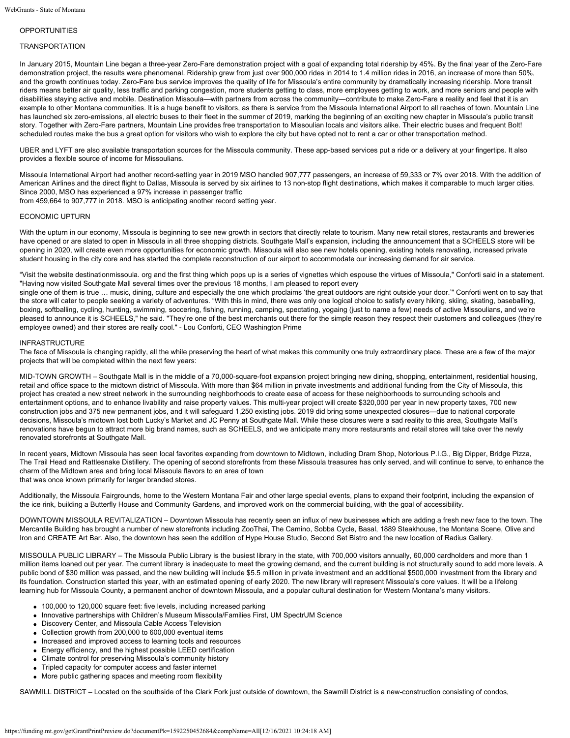OPPORTUNITIES

TRANSPORTATION

In January 2015, Mountain Line began a three-year Zero-Fare demonstration project with a goal of expanding total ridership by 45%. By the final year of the Zero-Fare demonstration project, the results were phenomenal. Ridership grew from just over 900,000 rides in 2014 to 1.4 million rides in 2016, an increase of more than 50%, and the growth continues today. Zero-Fare bus service improves the quality of life for Missoula's entire community by dramatically increasing ridership. More transit riders means better air quality, less traffic and parking congestion, more students getting to class, more employees getting to work, and more seniors and people with disabilities staying active and mobile. Destination Missoula—with partners from across the community—contribute to make Zero-Fare a reality and feel that it is an example to other Montana communities. It is a huge benefit to visitors, as there is service from the Missoula International Airport to all reaches of town. Mountain Line has launched six zero-emissions, all electric buses to their fleet in the summer of 2019, marking the beginning of an exciting new chapter in Missoula's public transit story. Together with Zero-Fare partners, Mountain Line provides free transportation to Missoulian locals and visitors alike. Their electric buses and frequent Bolt! scheduled routes make the bus a great option for visitors who wish to explore the city but have opted not to rent a car or other transportation method.

UBER and LYFT are also available transportation sources for the Missoula community. These app-based services put a ride or a delivery at your fingertips. It also provides a flexible source of income for Missoulians.

Missoula International Airport had another record-setting year in 2019 MSO handled 907,777 passengers, an increase of 59,333 or 7% over 2018. With the addition of American Airlines and the direct flight to Dallas, Missoula is served by six airlines to 13 non-stop flight destinations, which makes it comparable to much larger cities. Since 2000, MSO has experienced a 97% increase in passenger traffic
from 459,664 to 907,777 in 2018. MSO is anticipating another record setting year.

ECONOMIC UPTURN

With the upturn in our economy, Missoula is beginning to see new growth in sectors that directly relate to tourism. Many new retail stores, restaurants and breweries have opened or are slated to open in Missoula in all three shopping districts. Southgate Mall's expansion, including the announcement that a SCHEELS store will be opening in 2020, will create even more opportunities for economic growth. Missoula will also see new hotels opening, existing hotels renovating, increased private student housing in the city core and has started the complete reconstruction of our airport to accommodate our increasing demand for air service.

"Visit the website destinationmissoula. org and the first thing which pops up is a series of vignettes which espouse the virtues of Missoula," Conforti said in a statement. "Having now visited Southgate Mall several times over the previous 18 months, I am pleased to report every
single one of them is true … music, dining, culture and especially the one which proclaims 'the great outdoors are right outside your door.'" Conforti went on to say that the store will cater to people seeking a variety of adventures. "With this in mind, there was only one logical choice to satisfy every hiking, skiing, skating, baseballing, boxing, softballing, cycling, hunting, swimming, soccering, fishing, running, camping, spectating, yogaing (just to name a few) needs of active Missoulians, and we're pleased to announce it is SCHEELS," he said. "They're one of the best merchants out there for the simple reason they respect their customers and colleagues (they're employee owned) and their stores are really cool." - Lou Conforti, CEO Washington Prime

INFRASTRUCTURE

The face of Missoula is changing rapidly, all the while preserving the heart of what makes this community one truly extraordinary place. These are a few of the major projects that will be completed within the next few years:

MID-TOWN GROWTH – Southgate Mall is in the middle of a 70,000-square-foot expansion project bringing new dining, shopping, entertainment, residential housing, retail and office space to the midtown district of Missoula. With more than $64 million in private investments and additional funding from the City of Missoula, this project has created a new street network in the surrounding neighborhoods to create ease of access for these neighborhoods to surrounding schools and entertainment options, and to enhance livability and raise property values. This multi-year project will create $320,000 per year in new property taxes, 700 new construction jobs and 375 new permanent jobs, and it will safeguard 1,250 existing jobs. 2019 did bring some unexpected closures—due to national corporate decisions, Missoula's midtown lost both Lucky's Market and JC Penny at Southgate Mall. While these closures were a sad reality to this area, Southgate Mall's renovations have begun to attract more big brand names, such as SCHEELS, and we anticipate many more restaurants and retail stores will take over the newly renovated storefronts at Southgate Mall.

In recent years, Midtown Missoula has seen local favorites expanding from downtown to Midtown, including Dram Shop, Notorious P.I.G., Big Dipper, Bridge Pizza, The Trail Head and Rattlesnake Distillery. The opening of second storefronts from these Missoula treasures has only served, and will continue to serve, to enhance the charm of the Midtown area and bring local Missoula flavors to an area of town
that was once known primarily for larger branded stores.

Additionally, the Missoula Fairgrounds, home to the Western Montana Fair and other large special events, plans to expand their footprint, including the expansion of the ice rink, building a Butterfly House and Community Gardens, and improved work on the commercial building, with the goal of accessibility.

DOWNTOWN MISSOULA REVITALIZATION – Downtown Missoula has recently seen an influx of new businesses which are adding a fresh new face to the town. The Mercantile Building has brought a number of new storefronts including ZooThai, The Camino, Sobba Cycle, Basal, 1889 Steakhouse, the Montana Scene, Olive and Iron and CREATE Art Bar. Also, the downtown has seen the addition of Hype House Studio, Second Set Bistro and the new location of Radius Gallery.

MISSOULA PUBLIC LIBRARY – The Missoula Public Library is the busiest library in the state, with 700,000 visitors annually, 60,000 cardholders and more than 1 million items loaned out per year. The current library is inadequate to meet the growing demand, and the current building is not structurally sound to add more levels. A public bond of $30 million was passed, and the new building will include $5.5 million in private investment and an additional $500,000 investment from the library and its foundation. Construction started this year, with an estimated opening of early 2020. The new library will represent Missoula's core values. It will be a lifelong learning hub for Missoula County, a permanent anchor of downtown Missoula, and a popular cultural destination for Western Montana's many visitors.

- 100,000 to 120,000 square feet: five levels, including increased parking
- Innovative partnerships with Children's Museum Missoula/Families First, UM SpectrUM Science
- Discovery Center, and Missoula Cable Access Television
- Collection growth from 200,000 to 600,000 eventual items
- Increased and improved access to learning tools and resources
- Energy efficiency, and the highest possible LEED certification
- Climate control for preserving Missoula's community history
- Tripled capacity for computer access and faster internet
- More public gathering spaces and meeting room flexibility

SAWMILL DISTRICT – Located on the southside of the Clark Fork just outside of downtown, the Sawmill District is a new-construction consisting of condos,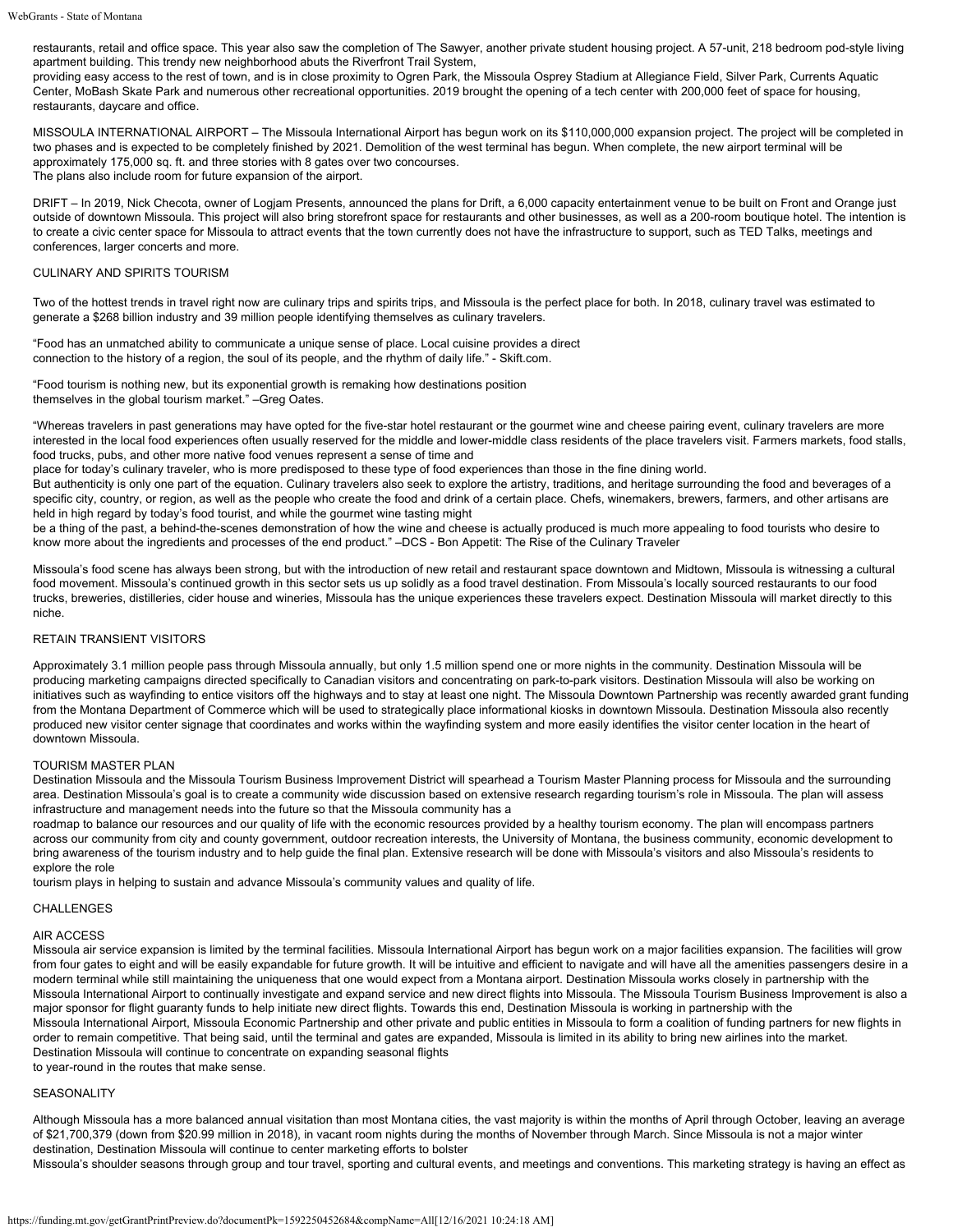restaurants, retail and office space. This year also saw the completion of The Sawyer, another private student housing project. A 57-unit, 218 bedroom pod-style living apartment building. This trendy new neighborhood abuts the Riverfront Trail System,
providing easy access to the rest of town, and is in close proximity to Ogren Park, the Missoula Osprey Stadium at Allegiance Field, Silver Park, Currents Aquatic Center, MoBash Skate Park and numerous other recreational opportunities. 2019 brought the opening of a tech center with 200,000 feet of space for housing, restaurants, daycare and office.

MISSOULA INTERNATIONAL AIRPORT – The Missoula International Airport has begun work on its $110,000,000 expansion project. The project will be completed in two phases and is expected to be completely finished by 2021. Demolition of the west terminal has begun. When complete, the new airport terminal will be approximately 175,000 sq. ft. and three stories with 8 gates over two concourses.
The plans also include room for future expansion of the airport.

DRIFT – In 2019, Nick Checota, owner of Logjam Presents, announced the plans for Drift, a 6,000 capacity entertainment venue to be built on Front and Orange just outside of downtown Missoula. This project will also bring storefront space for restaurants and other businesses, as well as a 200-room boutique hotel. The intention is to create a civic center space for Missoula to attract events that the town currently does not have the infrastructure to support, such as TED Talks, meetings and conferences, larger concerts and more.

CULINARY AND SPIRITS TOURISM

Two of the hottest trends in travel right now are culinary trips and spirits trips, and Missoula is the perfect place for both. In 2018, culinary travel was estimated to generate a $268 billion industry and 39 million people identifying themselves as culinary travelers.

"Food has an unmatched ability to communicate a unique sense of place. Local cuisine provides a direct connection to the history of a region, the soul of its people, and the rhythm of daily life." - Skift.com.

"Food tourism is nothing new, but its exponential growth is remaking how destinations position themselves in the global tourism market." –Greg Oates.

"Whereas travelers in past generations may have opted for the five-star hotel restaurant or the gourmet wine and cheese pairing event, culinary travelers are more interested in the local food experiences often usually reserved for the middle and lower-middle class residents of the place travelers visit. Farmers markets, food stalls, food trucks, pubs, and other more native food venues represent a sense of time and
place for today's culinary traveler, who is more predisposed to these type of food experiences than those in the fine dining world.
But authenticity is only one part of the equation. Culinary travelers also seek to explore the artistry, traditions, and heritage surrounding the food and beverages of a specific city, country, or region, as well as the people who create the food and drink of a certain place. Chefs, winemakers, brewers, farmers, and other artisans are held in high regard by today's food tourist, and while the gourmet wine tasting might
be a thing of the past, a behind-the-scenes demonstration of how the wine and cheese is actually produced is much more appealing to food tourists who desire to know more about the ingredients and processes of the end product." –DCS - Bon Appetit: The Rise of the Culinary Traveler

Missoula's food scene has always been strong, but with the introduction of new retail and restaurant space downtown and Midtown, Missoula is witnessing a cultural food movement. Missoula's continued growth in this sector sets us up solidly as a food travel destination. From Missoula's locally sourced restaurants to our food trucks, breweries, distilleries, cider house and wineries, Missoula has the unique experiences these travelers expect. Destination Missoula will market directly to this niche.

RETAIN TRANSIENT VISITORS

Approximately 3.1 million people pass through Missoula annually, but only 1.5 million spend one or more nights in the community. Destination Missoula will be producing marketing campaigns directed specifically to Canadian visitors and concentrating on park-to-park visitors. Destination Missoula will also be working on initiatives such as wayfinding to entice visitors off the highways and to stay at least one night. The Missoula Downtown Partnership was recently awarded grant funding from the Montana Department of Commerce which will be used to strategically place informational kiosks in downtown Missoula. Destination Missoula also recently produced new visitor center signage that coordinates and works within the wayfinding system and more easily identifies the visitor center location in the heart of downtown Missoula.

TOURISM MASTER PLAN

Destination Missoula and the Missoula Tourism Business Improvement District will spearhead a Tourism Master Planning process for Missoula and the surrounding area. Destination Missoula's goal is to create a community wide discussion based on extensive research regarding tourism's role in Missoula. The plan will assess infrastructure and management needs into the future so that the Missoula community has a
roadmap to balance our resources and our quality of life with the economic resources provided by a healthy tourism economy. The plan will encompass partners across our community from city and county government, outdoor recreation interests, the University of Montana, the business community, economic development to bring awareness of the tourism industry and to help guide the final plan. Extensive research will be done with Missoula's visitors and also Missoula's residents to explore the role
tourism plays in helping to sustain and advance Missoula's community values and quality of life.

CHALLENGES

AIR ACCESS

Missoula air service expansion is limited by the terminal facilities. Missoula International Airport has begun work on a major facilities expansion. The facilities will grow from four gates to eight and will be easily expandable for future growth. It will be intuitive and efficient to navigate and will have all the amenities passengers desire in a modern terminal while still maintaining the uniqueness that one would expect from a Montana airport. Destination Missoula works closely in partnership with the Missoula International Airport to continually investigate and expand service and new direct flights into Missoula. The Missoula Tourism Business Improvement is also a major sponsor for flight guaranty funds to help initiate new direct flights. Towards this end, Destination Missoula is working in partnership with the
Missoula International Airport, Missoula Economic Partnership and other private and public entities in Missoula to form a coalition of funding partners for new flights in order to remain competitive. That being said, until the terminal and gates are expanded, Missoula is limited in its ability to bring new airlines into the market. Destination Missoula will continue to concentrate on expanding seasonal flights
to year-round in the routes that make sense.

SEASONALITY

Although Missoula has a more balanced annual visitation than most Montana cities, the vast majority is within the months of April through October, leaving an average of $21,700,379 (down from $20.99 million in 2018), in vacant room nights during the months of November through March. Since Missoula is not a major winter destination, Destination Missoula will continue to center marketing efforts to bolster
Missoula's shoulder seasons through group and tour travel, sporting and cultural events, and meetings and conventions. This marketing strategy is having an effect as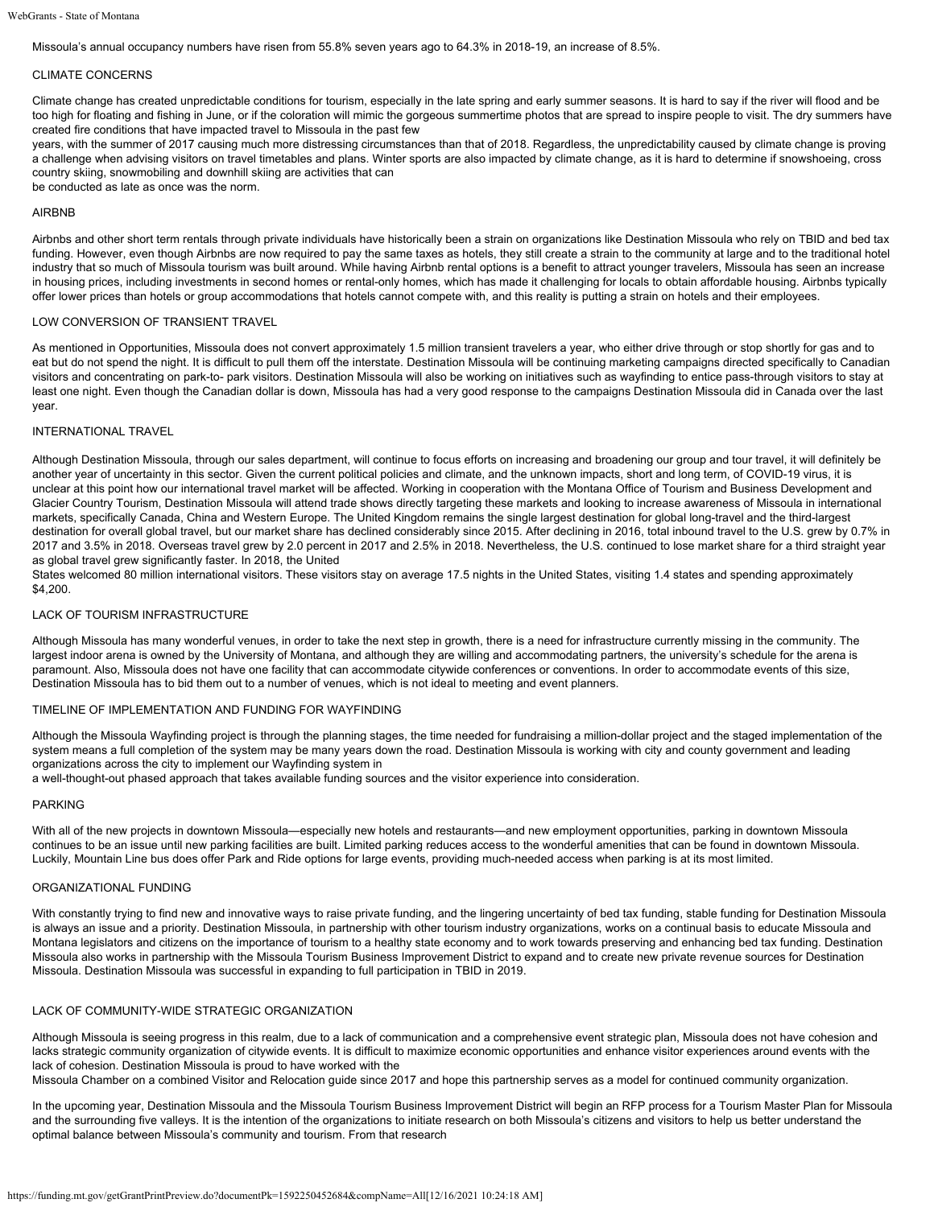Missoula's annual occupancy numbers have risen from 55.8% seven years ago to 64.3% in 2018-19, an increase of 8.5%.

## CLIMATE CONCERNS

Climate change has created unpredictable conditions for tourism, especially in the late spring and early summer seasons. It is hard to say if the river will flood and be too high for floating and fishing in June, or if the coloration will mimic the gorgeous summertime photos that are spread to inspire people to visit. The dry summers have created fire conditions that have impacted travel to Missoula in the past few years, with the summer of 2017 causing much more distressing circumstances than that of 2018. Regardless, the unpredictability caused by climate change is proving a challenge when advising visitors on travel timetables and plans. Winter sports are also impacted by climate change, as it is hard to determine if snowshoeing, cross country skiing, snowmobiling and downhill skiing are activities that can be conducted as late as once was the norm.

## AIRBNB

Airbnbs and other short term rentals through private individuals have historically been a strain on organizations like Destination Missoula who rely on TBID and bed tax funding. However, even though Airbnbs are now required to pay the same taxes as hotels, they still create a strain to the community at large and to the traditional hotel industry that so much of Missoula tourism was built around. While having Airbnb rental options is a benefit to attract younger travelers, Missoula has seen an increase in housing prices, including investments in second homes or rental-only homes, which has made it challenging for locals to obtain affordable housing. Airbnbs typically offer lower prices than hotels or group accommodations that hotels cannot compete with, and this reality is putting a strain on hotels and their employees.

## LOW CONVERSION OF TRANSIENT TRAVEL

As mentioned in Opportunities, Missoula does not convert approximately 1.5 million transient travelers a year, who either drive through or stop shortly for gas and to eat but do not spend the night. It is difficult to pull them off the interstate. Destination Missoula will be continuing marketing campaigns directed specifically to Canadian visitors and concentrating on park-to- park visitors. Destination Missoula will also be working on initiatives such as wayfinding to entice pass-through visitors to stay at least one night. Even though the Canadian dollar is down, Missoula has had a very good response to the campaigns Destination Missoula did in Canada over the last year.

## INTERNATIONAL TRAVEL

Although Destination Missoula, through our sales department, will continue to focus efforts on increasing and broadening our group and tour travel, it will definitely be another year of uncertainty in this sector. Given the current political policies and climate, and the unknown impacts, short and long term, of COVID-19 virus, it is unclear at this point how our international travel market will be affected. Working in cooperation with the Montana Office of Tourism and Business Development and Glacier Country Tourism, Destination Missoula will attend trade shows directly targeting these markets and looking to increase awareness of Missoula in international markets, specifically Canada, China and Western Europe. The United Kingdom remains the single largest destination for global long-travel and the third-largest destination for overall global travel, but our market share has declined considerably since 2015. After declining in 2016, total inbound travel to the U.S. grew by 0.7% in 2017 and 3.5% in 2018. Overseas travel grew by 2.0 percent in 2017 and 2.5% in 2018. Nevertheless, the U.S. continued to lose market share for a third straight year as global travel grew significantly faster. In 2018, the United States welcomed 80 million international visitors. These visitors stay on average 17.5 nights in the United States, visiting 1.4 states and spending approximately $4,200.

## LACK OF TOURISM INFRASTRUCTURE

Although Missoula has many wonderful venues, in order to take the next step in growth, there is a need for infrastructure currently missing in the community. The largest indoor arena is owned by the University of Montana, and although they are willing and accommodating partners, the university's schedule for the arena is paramount. Also, Missoula does not have one facility that can accommodate citywide conferences or conventions. In order to accommodate events of this size, Destination Missoula has to bid them out to a number of venues, which is not ideal to meeting and event planners.

## TIMELINE OF IMPLEMENTATION AND FUNDING FOR WAYFINDING

Although the Missoula Wayfinding project is through the planning stages, the time needed for fundraising a million-dollar project and the staged implementation of the system means a full completion of the system may be many years down the road. Destination Missoula is working with city and county government and leading organizations across the city to implement our Wayfinding system in a well-thought-out phased approach that takes available funding sources and the visitor experience into consideration.

## PARKING

With all of the new projects in downtown Missoula—especially new hotels and restaurants—and new employment opportunities, parking in downtown Missoula continues to be an issue until new parking facilities are built. Limited parking reduces access to the wonderful amenities that can be found in downtown Missoula. Luckily, Mountain Line bus does offer Park and Ride options for large events, providing much-needed access when parking is at its most limited.

## ORGANIZATIONAL FUNDING

With constantly trying to find new and innovative ways to raise private funding, and the lingering uncertainty of bed tax funding, stable funding for Destination Missoula is always an issue and a priority. Destination Missoula, in partnership with other tourism industry organizations, works on a continual basis to educate Missoula and Montana legislators and citizens on the importance of tourism to a healthy state economy and to work towards preserving and enhancing bed tax funding. Destination Missoula also works in partnership with the Missoula Tourism Business Improvement District to expand and to create new private revenue sources for Destination Missoula. Destination Missoula was successful in expanding to full participation in TBID in 2019.

## LACK OF COMMUNITY-WIDE STRATEGIC ORGANIZATION

Although Missoula is seeing progress in this realm, due to a lack of communication and a comprehensive event strategic plan, Missoula does not have cohesion and lacks strategic community organization of citywide events. It is difficult to maximize economic opportunities and enhance visitor experiences around events with the lack of cohesion. Destination Missoula is proud to have worked with the Missoula Chamber on a combined Visitor and Relocation guide since 2017 and hope this partnership serves as a model for continued community organization.

In the upcoming year, Destination Missoula and the Missoula Tourism Business Improvement District will begin an RFP process for a Tourism Master Plan for Missoula and the surrounding five valleys. It is the intention of the organizations to initiate research on both Missoula's citizens and visitors to help us better understand the optimal balance between Missoula's community and tourism. From that research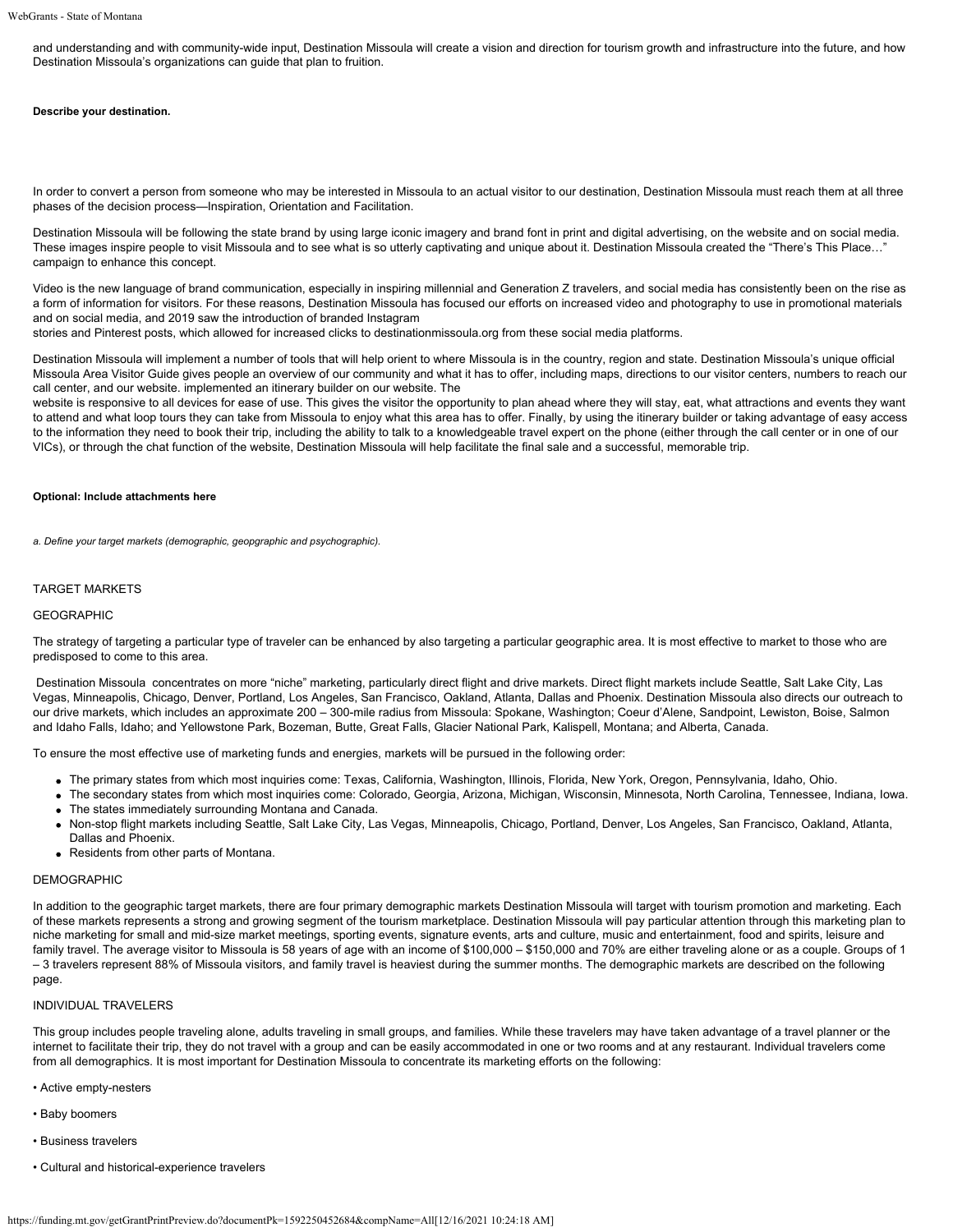and understanding and with community-wide input, Destination Missoula will create a vision and direction for tourism growth and infrastructure into the future, and how Destination Missoula's organizations can guide that plan to fruition.

**Describe your destination.**

In order to convert a person from someone who may be interested in Missoula to an actual visitor to our destination, Destination Missoula must reach them at all three phases of the decision process—Inspiration, Orientation and Facilitation.

Destination Missoula will be following the state brand by using large iconic imagery and brand font in print and digital advertising, on the website and on social media. These images inspire people to visit Missoula and to see what is so utterly captivating and unique about it. Destination Missoula created the "There's This Place…" campaign to enhance this concept.

Video is the new language of brand communication, especially in inspiring millennial and Generation Z travelers, and social media has consistently been on the rise as a form of information for visitors. For these reasons, Destination Missoula has focused our efforts on increased video and photography to use in promotional materials and on social media, and 2019 saw the introduction of branded Instagram
stories and Pinterest posts, which allowed for increased clicks to destinationmissoula.org from these social media platforms.

Destination Missoula will implement a number of tools that will help orient to where Missoula is in the country, region and state. Destination Missoula's unique official Missoula Area Visitor Guide gives people an overview of our community and what it has to offer, including maps, directions to our visitor centers, numbers to reach our call center, and our website. implemented an itinerary builder on our website. The
website is responsive to all devices for ease of use. This gives the visitor the opportunity to plan ahead where they will stay, eat, what attractions and events they want to attend and what loop tours they can take from Missoula to enjoy what this area has to offer. Finally, by using the itinerary builder or taking advantage of easy access to the information they need to book their trip, including the ability to talk to a knowledgeable travel expert on the phone (either through the call center or in one of our VICs), or through the chat function of the website, Destination Missoula will help facilitate the final sale and a successful, memorable trip.

**Optional: Include attachments here**

*a. Define your target markets (demographic, geopgraphic and psychographic).*

TARGET MARKETS

GEOGRAPHIC

The strategy of targeting a particular type of traveler can be enhanced by also targeting a particular geographic area. It is most effective to market to those who are predisposed to come to this area.

Destination Missoula concentrates on more "niche" marketing, particularly direct flight and drive markets. Direct flight markets include Seattle, Salt Lake City, Las Vegas, Minneapolis, Chicago, Denver, Portland, Los Angeles, San Francisco, Oakland, Atlanta, Dallas and Phoenix. Destination Missoula also directs our outreach to our drive markets, which includes an approximate 200 – 300-mile radius from Missoula: Spokane, Washington; Coeur d'Alene, Sandpoint, Lewiston, Boise, Salmon and Idaho Falls, Idaho; and Yellowstone Park, Bozeman, Butte, Great Falls, Glacier National Park, Kalispell, Montana; and Alberta, Canada.

To ensure the most effective use of marketing funds and energies, markets will be pursued in the following order:

- The primary states from which most inquiries come: Texas, California, Washington, Illinois, Florida, New York, Oregon, Pennsylvania, Idaho, Ohio.
- The secondary states from which most inquiries come: Colorado, Georgia, Arizona, Michigan, Wisconsin, Minnesota, North Carolina, Tennessee, Indiana, Iowa.
- The states immediately surrounding Montana and Canada.
- Non-stop flight markets including Seattle, Salt Lake City, Las Vegas, Minneapolis, Chicago, Portland, Denver, Los Angeles, San Francisco, Oakland, Atlanta, Dallas and Phoenix.
- Residents from other parts of Montana.

DEMOGRAPHIC

In addition to the geographic target markets, there are four primary demographic markets Destination Missoula will target with tourism promotion and marketing. Each of these markets represents a strong and growing segment of the tourism marketplace. Destination Missoula will pay particular attention through this marketing plan to niche marketing for small and mid-size market meetings, sporting events, signature events, arts and culture, music and entertainment, food and spirits, leisure and family travel. The average visitor to Missoula is 58 years of age with an income of $100,000 – $150,000 and 70% are either traveling alone or as a couple. Groups of 1 – 3 travelers represent 88% of Missoula visitors, and family travel is heaviest during the summer months. The demographic markets are described on the following page.

INDIVIDUAL TRAVELERS

This group includes people traveling alone, adults traveling in small groups, and families. While these travelers may have taken advantage of a travel planner or the internet to facilitate their trip, they do not travel with a group and can be easily accommodated in one or two rooms and at any restaurant. Individual travelers come from all demographics. It is most important for Destination Missoula to concentrate its marketing efforts on the following:

• Active empty-nesters

• Baby boomers

• Business travelers

• Cultural and historical-experience travelers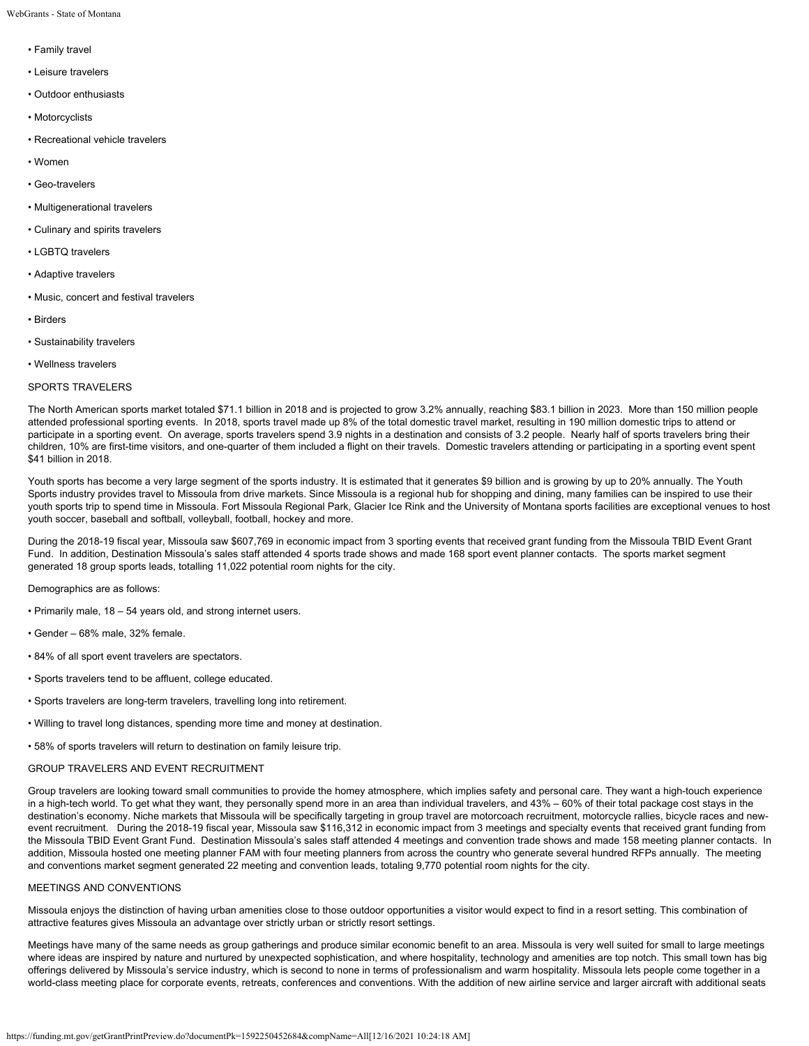- Family travel
- Leisure travelers
- Outdoor enthusiasts
- Motorcyclists
- Recreational vehicle travelers
- Women
- Geo-travelers
- Multigenerational travelers
- Culinary and spirits travelers
- LGBTQ travelers
- Adaptive travelers
- Music, concert and festival travelers
- Birders
- Sustainability travelers
- Wellness travelers

SPORTS TRAVELERS

The North American sports market totaled $71.1 billion in 2018 and is projected to grow 3.2% annually, reaching $83.1 billion in 2023. More than 150 million people attended professional sporting events. In 2018, sports travel made up 8% of the total domestic travel market, resulting in 190 million domestic trips to attend or participate in a sporting event. On average, sports travelers spend 3.9 nights in a destination and consists of 3.2 people. Nearly half of sports travelers bring their children, 10% are first-time visitors, and one-quarter of them included a flight on their travels. Domestic travelers attending or participating in a sporting event spent $41 billion in 2018.

Youth sports has become a very large segment of the sports industry. It is estimated that it generates $9 billion and is growing by up to 20% annually. The Youth Sports industry provides travel to Missoula from drive markets. Since Missoula is a regional hub for shopping and dining, many families can be inspired to use their youth sports trip to spend time in Missoula. Fort Missoula Regional Park, Glacier Ice Rink and the University of Montana sports facilities are exceptional venues to host youth soccer, baseball and softball, volleyball, football, hockey and more.

During the 2018-19 fiscal year, Missoula saw $607,769 in economic impact from 3 sporting events that received grant funding from the Missoula TBID Event Grant Fund. In addition, Destination Missoula's sales staff attended 4 sports trade shows and made 168 sport event planner contacts. The sports market segment generated 18 group sports leads, totalling 11,022 potential room nights for the city.

Demographics are as follows:

- Primarily male, 18 – 54 years old, and strong internet users.
- Gender – 68% male, 32% female.
- 84% of all sport event travelers are spectators.
- Sports travelers tend to be affluent, college educated.
- Sports travelers are long-term travelers, travelling long into retirement.
- Willing to travel long distances, spending more time and money at destination.
- 58% of sports travelers will return to destination on family leisure trip.

GROUP TRAVELERS AND EVENT RECRUITMENT

Group travelers are looking toward small communities to provide the homey atmosphere, which implies safety and personal care. They want a high-touch experience in a high-tech world. To get what they want, they personally spend more in an area than individual travelers, and 43% – 60% of their total package cost stays in the destination's economy. Niche markets that Missoula will be specifically targeting in group travel are motorcoach recruitment, motorcycle rallies, bicycle races and new-event recruitment. During the 2018-19 fiscal year, Missoula saw $116,312 in economic impact from 3 meetings and specialty events that received grant funding from the Missoula TBID Event Grant Fund. Destination Missoula's sales staff attended 4 meetings and convention trade shows and made 158 meeting planner contacts. In addition, Missoula hosted one meeting planner FAM with four meeting planners from across the country who generate several hundred RFPs annually. The meeting and conventions market segment generated 22 meeting and convention leads, totaling 9,770 potential room nights for the city.

MEETINGS AND CONVENTIONS

Missoula enjoys the distinction of having urban amenities close to those outdoor opportunities a visitor would expect to find in a resort setting. This combination of attractive features gives Missoula an advantage over strictly urban or strictly resort settings.

Meetings have many of the same needs as group gatherings and produce similar economic benefit to an area. Missoula is very well suited for small to large meetings where ideas are inspired by nature and nurtured by unexpected sophistication, and where hospitality, technology and amenities are top notch. This small town has big offerings delivered by Missoula's service industry, which is second to none in terms of professionalism and warm hospitality. Missoula lets people come together in a world-class meeting place for corporate events, retreats, conferences and conventions. With the addition of new airline service and larger aircraft with additional seats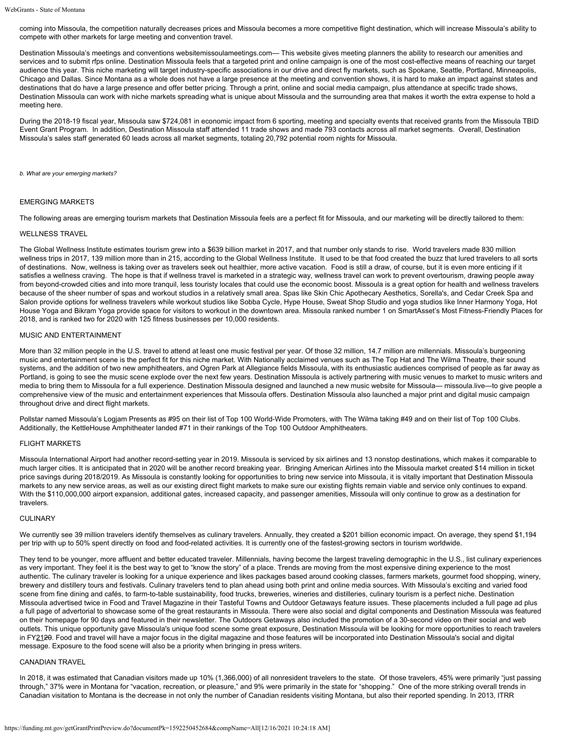coming into Missoula, the competition naturally decreases prices and Missoula becomes a more competitive flight destination, which will increase Missoula's ability to compete with other markets for large meeting and convention travel.

Destination Missoula's meetings and conventions websitemissoulameetings.com— This website gives meeting planners the ability to research our amenities and services and to submit rfps online. Destination Missoula feels that a targeted print and online campaign is one of the most cost-effective means of reaching our target audience this year. This niche marketing will target industry-specific associations in our drive and direct fly markets, such as Spokane, Seattle, Portland, Minneapolis, Chicago and Dallas. Since Montana as a whole does not have a large presence at the meeting and convention shows, it is hard to make an impact against states and destinations that do have a large presence and offer better pricing. Through a print, online and social media campaign, plus attendance at specific trade shows, Destination Missoula can work with niche markets spreading what is unique about Missoula and the surrounding area that makes it worth the extra expense to hold a meeting here.

During the 2018-19 fiscal year, Missoula saw $724,081 in economic impact from 6 sporting, meeting and specialty events that received grants from the Missoula TBID Event Grant Program. In addition, Destination Missoula staff attended 11 trade shows and made 793 contacts across all market segments. Overall, Destination Missoula's sales staff generated 60 leads across all market segments, totaling 20,792 potential room nights for Missoula.

*b. What are your emerging markets?*

EMERGING MARKETS

The following areas are emerging tourism markets that Destination Missoula feels are a perfect fit for Missoula, and our marketing will be directly tailored to them:

WELLNESS TRAVEL

The Global Wellness Institute estimates tourism grew into a $639 billion market in 2017, and that number only stands to rise. World travelers made 830 million wellness trips in 2017, 139 million more than in 215, according to the Global Wellness Institute. It used to be that food created the buzz that lured travelers to all sorts of destinations. Now, wellness is taking over as travelers seek out healthier, more active vacation. Food is still a draw, of course, but it is even more enticing if it satisfies a wellness craving. The hope is that if wellness travel is marketed in a strategic way, wellness travel can work to prevent overtourism, drawing people away from beyond-crowded cities and into more tranquil, less touristy locales that could use the economic boost. Missoula is a great option for health and wellness travelers because of the sheer number of spas and workout studios in a relatively small area. Spas like Skin Chic Apothecary Aesthetics, Sorella's, and Cedar Creek Spa and Salon provide options for wellness travelers while workout studios like Sobba Cycle, Hype House, Sweat Shop Studio and yoga studios like Inner Harmony Yoga, Hot House Yoga and Bikram Yoga provide space for visitors to workout in the downtown area. Missoula ranked number 1 on SmartAsset's Most Fitness-Friendly Places for 2018, and is ranked two for 2020 with 125 fitness businesses per 10,000 residents.

MUSIC AND ENTERTAINMENT

More than 32 million people in the U.S. travel to attend at least one music festival per year. Of those 32 million, 14.7 million are millennials. Missoula's burgeoning music and entertainment scene is the perfect fit for this niche market. With Nationally acclaimed venues such as The Top Hat and The Wilma Theatre, their sound systems, and the addition of two new amphitheaters, and Ogren Park at Allegiance fields Missoula, with its enthusiastic audiences comprised of people as far away as Portland, is going to see the music scene explode over the next few years. Destination Missoula is actively partnering with music venues to market to music writers and media to bring them to Missoula for a full experience. Destination Missoula designed and launched a new music website for Missoula— missoula.live—to give people a comprehensive view of the music and entertainment experiences that Missoula offers. Destination Missoula also launched a major print and digital music campaign throughout drive and direct flight markets.

Pollstar named Missoula's Logjam Presents as #95 on their list of Top 100 World-Wide Promoters, with The Wilma taking #49 and on their list of Top 100 Clubs. Additionally, the KettleHouse Amphitheater landed #71 in their rankings of the Top 100 Outdoor Amphitheaters.

FLIGHT MARKETS

Missoula International Airport had another record-setting year in 2019. Missoula is serviced by six airlines and 13 nonstop destinations, which makes it comparable to much larger cities. It is anticipated that in 2020 will be another record breaking year. Bringing American Airlines into the Missoula market created $14 million in ticket price savings during 2018/2019. As Missoula is constantly looking for opportunities to bring new service into Missoula, it is vitally important that Destination Missoula markets to any new service areas, as well as our existing direct flight markets to make sure our existing flights remain viable and service only continues to expand. With the $110,000,000 airport expansion, additional gates, increased capacity, and passenger amenities, Missoula will only continue to grow as a destination for travelers.

CULINARY

We currently see 39 million travelers identify themselves as culinary travelers. Annually, they created a $201 billion economic impact. On average, they spend $1,194 per trip with up to 50% spent directly on food and food-related activities. It is currently one of the fastest-growing sectors in tourism worldwide.

They tend to be younger, more affluent and better educated traveler. Millennials, having become the largest traveling demographic in the U.S., list culinary experiences as very important. They feel it is the best way to get to "know the story" of a place. Trends are moving from the most expensive dining experience to the most authentic. The culinary traveler is looking for a unique experience and likes packages based around cooking classes, farmers markets, gourmet food shopping, winery, brewery and distillery tours and festivals. Culinary travelers tend to plan ahead using both print and online media sources. With Missoula's exciting and varied food scene from fine dining and cafés, to farm-to-table sustainability, food trucks, breweries, wineries and distilleries, culinary tourism is a perfect niche. Destination Missoula advertised twice in Food and Travel Magazine in their Tasteful Towns and Outdoor Getaways feature issues. These placements included a full page ad plus a full page of advertorial to showcase some of the great restaurants in Missoula. There were also social and digital components and Destination Missoula was featured on their homepage for 90 days and featured in their newsletter. The Outdoors Getaways also included the promotion of a 30-second video on their social and web outlets. This unique opportunity gave Missoula's unique food scene some great exposure, Destination Missoula will be looking for more opportunities to reach travelers in FY2120. Food and travel will have a major focus in the digital magazine and those features will be incorporated into Destination Missoula's social and digital message. Exposure to the food scene will also be a priority when bringing in press writers.

CANADIAN TRAVEL

In 2018, it was estimated that Canadian visitors made up 10% (1,366,000) of all nonresident travelers to the state. Of those travelers, 45% were primarily "just passing through," 37% were in Montana for "vacation, recreation, or pleasure," and 9% were primarily in the state for "shopping." One of the more striking overall trends in Canadian visitation to Montana is the decrease in not only the number of Canadian residents visiting Montana, but also their reported spending. In 2013, ITRR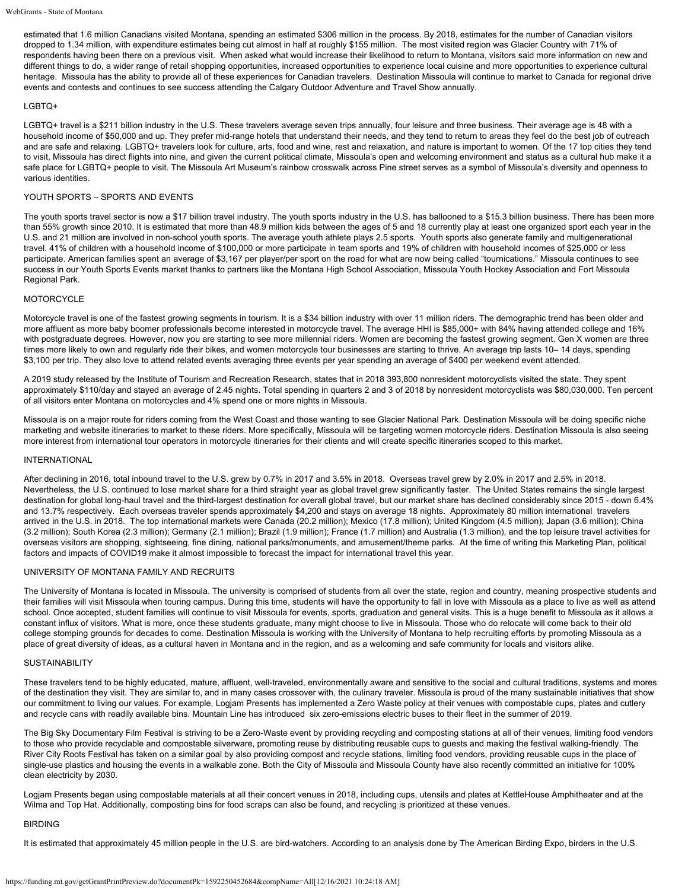estimated that 1.6 million Canadians visited Montana, spending an estimated $306 million in the process. By 2018, estimates for the number of Canadian visitors dropped to 1.34 million, with expenditure estimates being cut almost in half at roughly $155 million. The most visited region was Glacier Country with 71% of respondents having been there on a previous visit. When asked what would increase their likelihood to return to Montana, visitors said more information on new and different things to do, a wider range of retail shopping opportunities, increased opportunities to experience local cuisine and more opportunities to experience cultural heritage. Missoula has the ability to provide all of these experiences for Canadian travelers. Destination Missoula will continue to market to Canada for regional drive events and contests and continues to see success attending the Calgary Outdoor Adventure and Travel Show annually.

LGBTQ+

LGBTQ+ travel is a $211 billion industry in the U.S. These travelers average seven trips annually, four leisure and three business. Their average age is 48 with a household income of $50,000 and up. They prefer mid-range hotels that understand their needs, and they tend to return to areas they feel do the best job of outreach and are safe and relaxing. LGBTQ+ travelers look for culture, arts, food and wine, rest and relaxation, and nature is important to women. Of the 17 top cities they tend to visit, Missoula has direct flights into nine, and given the current political climate, Missoula's open and welcoming environment and status as a cultural hub make it a safe place for LGBTQ+ people to visit. The Missoula Art Museum's rainbow crosswalk across Pine street serves as a symbol of Missoula's diversity and openness to various identities.

YOUTH SPORTS – SPORTS AND EVENTS

The youth sports travel sector is now a $17 billion travel industry. The youth sports industry in the U.S. has ballooned to a $15.3 billion business. There has been more than 55% growth since 2010. It is estimated that more than 48.9 million kids between the ages of 5 and 18 currently play at least one organized sport each year in the U.S. and 21 million are involved in non-school youth sports. The average youth athlete plays 2.5 sports. Youth sports also generate family and multigenerational travel. 41% of children with a household income of $100,000 or more participate in team sports and 19% of children with household incomes of $25,000 or less participate. American families spent an average of $3,167 per player/per sport on the road for what are now being called "tournications." Missoula continues to see success in our Youth Sports Events market thanks to partners like the Montana High School Association, Missoula Youth Hockey Association and Fort Missoula Regional Park.

MOTORCYCLE

Motorcycle travel is one of the fastest growing segments in tourism. It is a $34 billion industry with over 11 million riders. The demographic trend has been older and more affluent as more baby boomer professionals become interested in motorcycle travel. The average HHI is $85,000+ with 84% having attended college and 16% with postgraduate degrees. However, now you are starting to see more millennial riders. Women are becoming the fastest growing segment. Gen X women are three times more likely to own and regularly ride their bikes, and women motorcycle tour businesses are starting to thrive. An average trip lasts 10– 14 days, spending $3,100 per trip. They also love to attend related events averaging three events per year spending an average of $400 per weekend event attended.

A 2019 study released by the Institute of Tourism and Recreation Research, states that in 2018 393,800 nonresident motorcyclists visited the state. They spent approximately $110/day and stayed an average of 2.45 nights. Total spending in quarters 2 and 3 of 2018 by nonresident motorcyclists was $80,030,000. Ten percent of all visitors enter Montana on motorcycles and 4% spend one or more nights in Missoula.

Missoula is on a major route for riders coming from the West Coast and those wanting to see Glacier National Park. Destination Missoula will be doing specific niche marketing and website itineraries to market to these riders. More specifically, Missoula will be targeting women motorcycle riders. Destination Missoula is also seeing more interest from international tour operators in motorcycle itineraries for their clients and will create specific itineraries scoped to this market.

INTERNATIONAL

After declining in 2016, total inbound travel to the U.S. grew by 0.7% in 2017 and 3.5% in 2018. Overseas travel grew by 2.0% in 2017 and 2.5% in 2018. Nevertheless, the U.S. continued to lose market share for a third straight year as global travel grew significantly faster. The United States remains the single largest destination for global long-haul travel and the third-largest destination for overall global travel, but our market share has declined considerably since 2015 - down 6.4% and 13.7% respectively. Each overseas traveler spends approximately $4,200 and stays on average 18 nights. Approximately 80 million international travelers arrived in the U.S. in 2018. The top international markets were Canada (20.2 million); Mexico (17.8 million); United Kingdom (4.5 million); Japan (3.6 million); China (3.2 million); South Korea (2.3 million); Germany (2.1 million); Brazil (1.9 million); France (1.7 million) and Australia (1.3 million), and the top leisure travel activities for overseas visitors are shopping, sightseeing, fine dining, national parks/monuments, and amusement/theme parks. At the time of writing this Marketing Plan, political factors and impacts of COVID19 make it almost impossible to forecast the impact for international travel this year.

UNIVERSITY OF MONTANA FAMILY AND RECRUITS

The University of Montana is located in Missoula. The university is comprised of students from all over the state, region and country, meaning prospective students and their families will visit Missoula when touring campus. During this time, students will have the opportunity to fall in love with Missoula as a place to live as well as attend school. Once accepted, student families will continue to visit Missoula for events, sports, graduation and general visits. This is a huge benefit to Missoula as it allows a constant influx of visitors. What is more, once these students graduate, many might choose to live in Missoula. Those who do relocate will come back to their old college stomping grounds for decades to come. Destination Missoula is working with the University of Montana to help recruiting efforts by promoting Missoula as a place of great diversity of ideas, as a cultural haven in Montana and in the region, and as a welcoming and safe community for locals and visitors alike.

SUSTAINABILITY

These travelers tend to be highly educated, mature, affluent, well-traveled, environmentally aware and sensitive to the social and cultural traditions, systems and mores of the destination they visit. They are similar to, and in many cases crossover with, the culinary traveler. Missoula is proud of the many sustainable initiatives that show our commitment to living our values. For example, Logjam Presents has implemented a Zero Waste policy at their venues with compostable cups, plates and cutlery and recycle cans with readily available bins. Mountain Line has introduced six zero-emissions electric buses to their fleet in the summer of 2019.

The Big Sky Documentary Film Festival is striving to be a Zero-Waste event by providing recycling and composting stations at all of their venues, limiting food vendors to those who provide recyclable and compostable silverware, promoting reuse by distributing reusable cups to guests and making the festival walking-friendly. The River City Roots Festival has taken on a similar goal by also providing compost and recycle stations, limiting food vendors, providing reusable cups in the place of single-use plastics and housing the events in a walkable zone. Both the City of Missoula and Missoula County have also recently committed an initiative for 100% clean electricity by 2030.

Logjam Presents began using compostable materials at all their concert venues in 2018, including cups, utensils and plates at KettleHouse Amphitheater and at the Wilma and Top Hat. Additionally, composting bins for food scraps can also be found, and recycling is prioritized at these venues.

BIRDING

It is estimated that approximately 45 million people in the U.S. are bird-watchers. According to an analysis done by The American Birding Expo, birders in the U.S.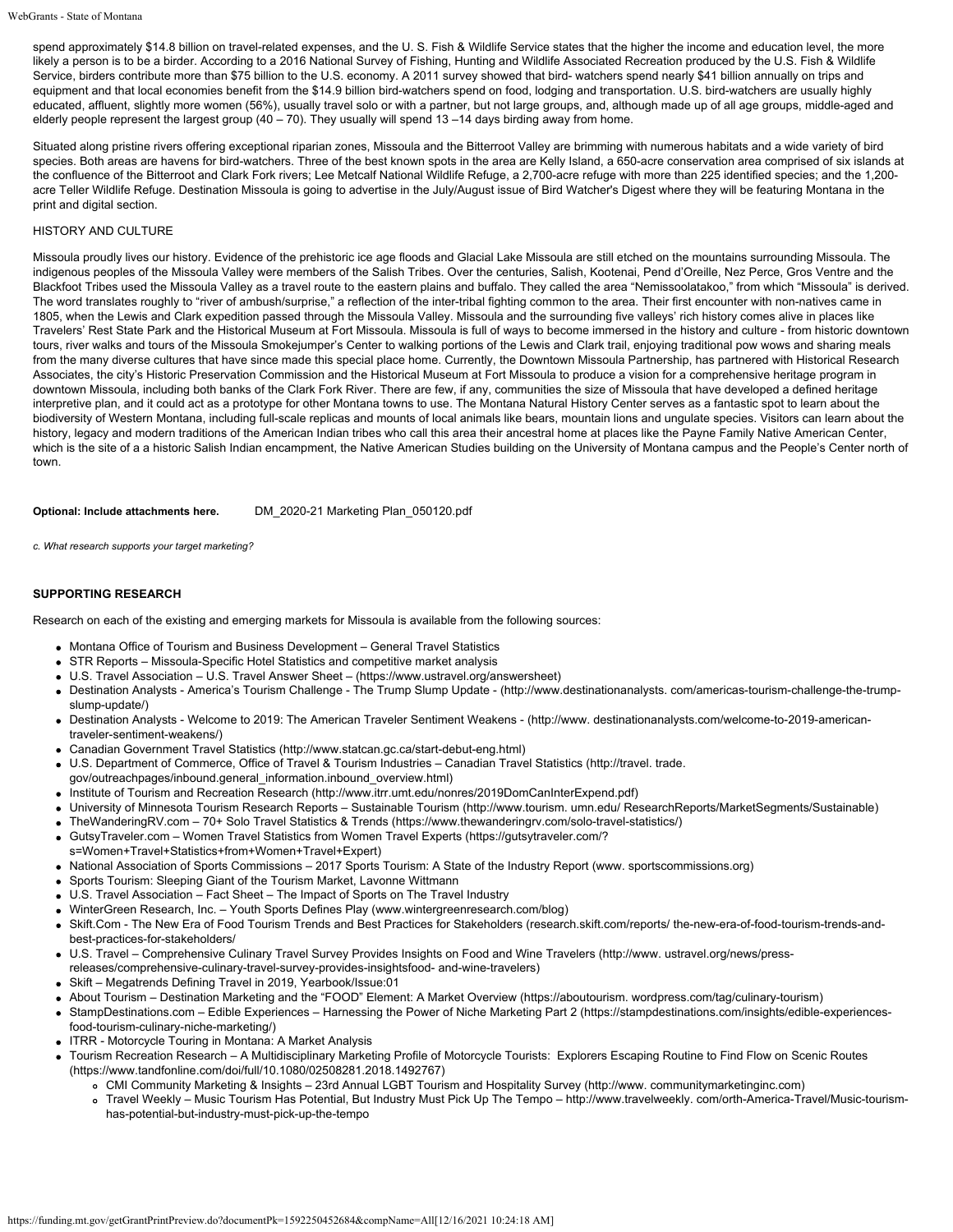spend approximately $14.8 billion on travel-related expenses, and the U. S. Fish & Wildlife Service states that the higher the income and education level, the more likely a person is to be a birder. According to a 2016 National Survey of Fishing, Hunting and Wildlife Associated Recreation produced by the U.S. Fish & Wildlife Service, birders contribute more than $75 billion to the U.S. economy. A 2011 survey showed that bird- watchers spend nearly $41 billion annually on trips and equipment and that local economies benefit from the $14.9 billion bird-watchers spend on food, lodging and transportation. U.S. bird-watchers are usually highly educated, affluent, slightly more women (56%), usually travel solo or with a partner, but not large groups, and, although made up of all age groups, middle-aged and elderly people represent the largest group (40 – 70). They usually will spend 13 –14 days birding away from home.

Situated along pristine rivers offering exceptional riparian zones, Missoula and the Bitterroot Valley are brimming with numerous habitats and a wide variety of bird species. Both areas are havens for bird-watchers. Three of the best known spots in the area are Kelly Island, a 650-acre conservation area comprised of six islands at the confluence of the Bitterroot and Clark Fork rivers; Lee Metcalf National Wildlife Refuge, a 2,700-acre refuge with more than 225 identified species; and the 1,200-acre Teller Wildlife Refuge. Destination Missoula is going to advertise in the July/August issue of Bird Watcher's Digest where they will be featuring Montana in the print and digital section.

HISTORY AND CULTURE

Missoula proudly lives our history. Evidence of the prehistoric ice age floods and Glacial Lake Missoula are still etched on the mountains surrounding Missoula. The indigenous peoples of the Missoula Valley were members of the Salish Tribes. Over the centuries, Salish, Kootenai, Pend d'Oreille, Nez Perce, Gros Ventre and the Blackfoot Tribes used the Missoula Valley as a travel route to the eastern plains and buffalo. They called the area "Nemissoolatakoo," from which "Missoula" is derived. The word translates roughly to "river of ambush/surprise," a reflection of the inter-tribal fighting common to the area. Their first encounter with non-natives came in 1805, when the Lewis and Clark expedition passed through the Missoula Valley. Missoula and the surrounding five valleys' rich history comes alive in places like Travelers' Rest State Park and the Historical Museum at Fort Missoula. Missoula is full of ways to become immersed in the history and culture - from historic downtown tours, river walks and tours of the Missoula Smokejumper's Center to walking portions of the Lewis and Clark trail, enjoying traditional pow wows and sharing meals from the many diverse cultures that have since made this special place home. Currently, the Downtown Missoula Partnership, has partnered with Historical Research Associates, the city's Historic Preservation Commission and the Historical Museum at Fort Missoula to produce a vision for a comprehensive heritage program in downtown Missoula, including both banks of the Clark Fork River. There are few, if any, communities the size of Missoula that have developed a defined heritage interpretive plan, and it could act as a prototype for other Montana towns to use. The Montana Natural History Center serves as a fantastic spot to learn about the biodiversity of Western Montana, including full-scale replicas and mounts of local animals like bears, mountain lions and ungulate species. Visitors can learn about the history, legacy and modern traditions of the American Indian tribes who call this area their ancestral home at places like the Payne Family Native American Center, which is the site of a a historic Salish Indian encampment, the Native American Studies building on the University of Montana campus and the People's Center north of town.

**Optional: Include attachments here.** DM_2020-21 Marketing Plan_050120.pdf

*c. What research supports your target marketing?*

**SUPPORTING RESEARCH**

Research on each of the existing and emerging markets for Missoula is available from the following sources:

- Montana Office of Tourism and Business Development – General Travel Statistics
- STR Reports – Missoula-Specific Hotel Statistics and competitive market analysis
- U.S. Travel Association – U.S. Travel Answer Sheet – (https://www.ustravel.org/answersheet)
- Destination Analysts - America's Tourism Challenge - The Trump Slump Update - (http://www.destinationanalysts. com/americas-tourism-challenge-the-trump-slump-update/)
- Destination Analysts - Welcome to 2019: The American Traveler Sentiment Weakens - (http://www. destinationanalysts.com/welcome-to-2019-american-traveler-sentiment-weakens/)
- Canadian Government Travel Statistics (http://www.statcan.gc.ca/start-debut-eng.html)
- U.S. Department of Commerce, Office of Travel & Tourism Industries – Canadian Travel Statistics (http://travel. trade. gov/outreachpages/inbound.general_information.inbound_overview.html)
- Institute of Tourism and Recreation Research (http://www.itrr.umt.edu/nonres/2019DomCanInterExpend.pdf)
- University of Minnesota Tourism Research Reports – Sustainable Tourism (http://www.tourism. umn.edu/ ResearchReports/MarketSegments/Sustainable)
- TheWanderingRV.com – 70+ Solo Travel Statistics & Trends (https://www.thewanderingrv.com/solo-travel-statistics/)
- GutsyTraveler.com – Women Travel Statistics from Women Travel Experts (https://gutsytraveler.com/?s=Women+Travel+Statistics+from+Women+Travel+Expert)
- National Association of Sports Commissions – 2017 Sports Tourism: A State of the Industry Report (www. sportscommissions.org)
- Sports Tourism: Sleeping Giant of the Tourism Market, Lavonne Wittmann
- U.S. Travel Association – Fact Sheet – The Impact of Sports on The Travel Industry
- WinterGreen Research, Inc. – Youth Sports Defines Play (www.wintergreenresearch.com/blog)
- Skift.Com - The New Era of Food Tourism Trends and Best Practices for Stakeholders (research.skift.com/reports/ the-new-era-of-food-tourism-trends-and-best-practices-for-stakeholders/
- U.S. Travel – Comprehensive Culinary Travel Survey Provides Insights on Food and Wine Travelers (http://www. ustravel.org/news/press-releases/comprehensive-culinary-travel-survey-provides-insightsfood- and-wine-travelers)
- Skift – Megatrends Defining Travel in 2019, Yearbook/Issue:01
- About Tourism – Destination Marketing and the "FOOD" Element: A Market Overview (https://aboutourism. wordpress.com/tag/culinary-tourism)
- StampDestinations.com – Edible Experiences – Harnessing the Power of Niche Marketing Part 2 (https://stampdestinations.com/insights/edible-experiences-food-tourism-culinary-niche-marketing/)
- ITRR - Motorcycle Touring in Montana: A Market Analysis
- Tourism Recreation Research – A Multidisciplinary Marketing Profile of Motorcycle Tourists: Explorers Escaping Routine to Find Flow on Scenic Routes (https://www.tandfonline.com/doi/full/10.1080/02508281.2018.1492767)
  - CMI Community Marketing & Insights – 23rd Annual LGBT Tourism and Hospitality Survey (http://www. communitymarketinginc.com)
  - Travel Weekly – Music Tourism Has Potential, But Industry Must Pick Up The Tempo – http://www.travelweekly. com/orth-America-Travel/Music-tourism-has-potential-but-industry-must-pick-up-the-tempo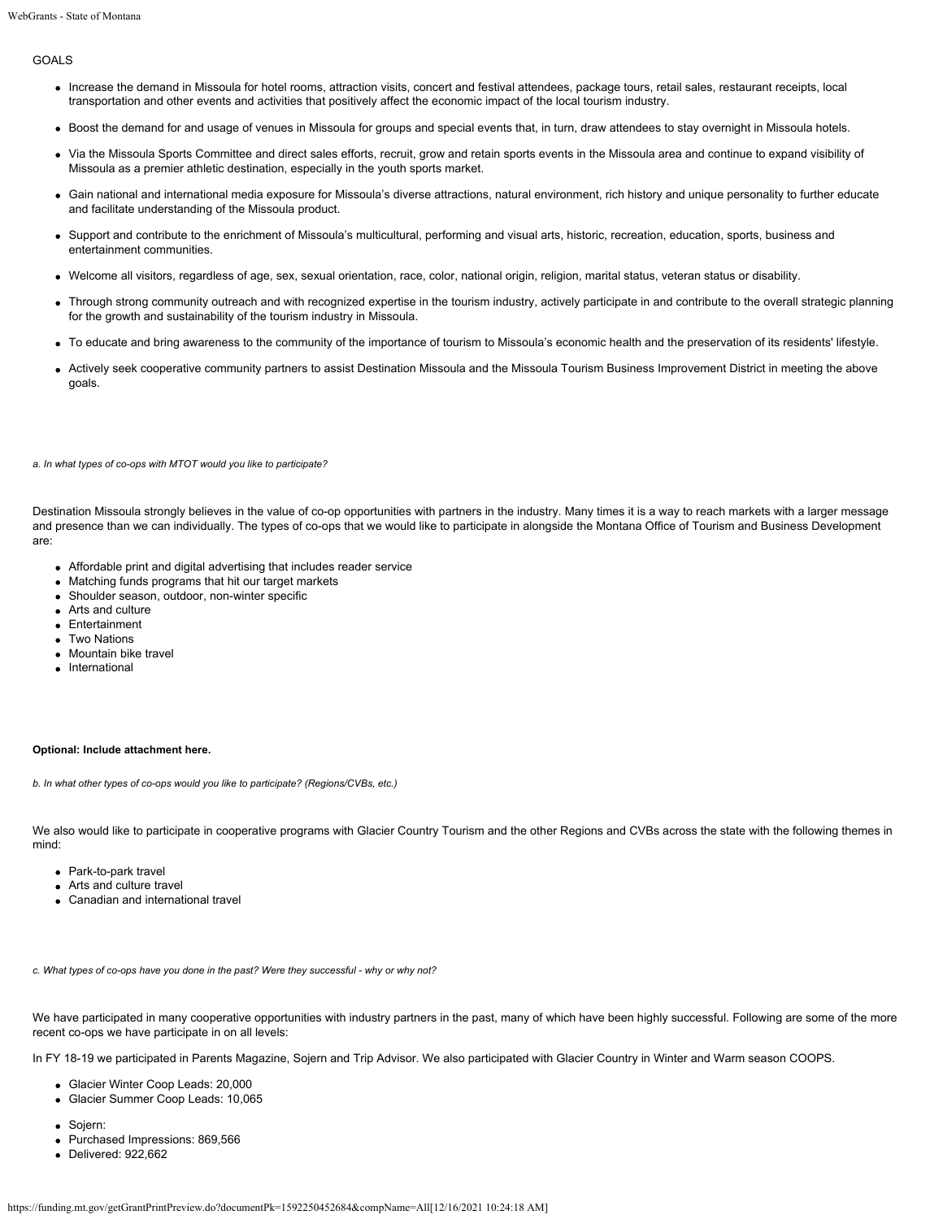GOALS

- Increase the demand in Missoula for hotel rooms, attraction visits, concert and festival attendees, package tours, retail sales, restaurant receipts, local transportation and other events and activities that positively affect the economic impact of the local tourism industry.
- Boost the demand for and usage of venues in Missoula for groups and special events that, in turn, draw attendees to stay overnight in Missoula hotels.
- Via the Missoula Sports Committee and direct sales efforts, recruit, grow and retain sports events in the Missoula area and continue to expand visibility of Missoula as a premier athletic destination, especially in the youth sports market.
- Gain national and international media exposure for Missoula's diverse attractions, natural environment, rich history and unique personality to further educate and facilitate understanding of the Missoula product.
- Support and contribute to the enrichment of Missoula's multicultural, performing and visual arts, historic, recreation, education, sports, business and entertainment communities.
- Welcome all visitors, regardless of age, sex, sexual orientation, race, color, national origin, religion, marital status, veteran status or disability.
- Through strong community outreach and with recognized expertise in the tourism industry, actively participate in and contribute to the overall strategic planning for the growth and sustainability of the tourism industry in Missoula.
- To educate and bring awareness to the community of the importance of tourism to Missoula's economic health and the preservation of its residents' lifestyle.
- Actively seek cooperative community partners to assist Destination Missoula and the Missoula Tourism Business Improvement District in meeting the above goals.

*a. In what types of co-ops with MTOT would you like to participate?*

Destination Missoula strongly believes in the value of co-op opportunities with partners in the industry. Many times it is a way to reach markets with a larger message and presence than we can individually. The types of co-ops that we would like to participate in alongside the Montana Office of Tourism and Business Development are:

- Affordable print and digital advertising that includes reader service
- Matching funds programs that hit our target markets
- Shoulder season, outdoor, non-winter specific
- Arts and culture
- Entertainment
- Two Nations
- Mountain bike travel
- International

**Optional: Include attachment here.**

*b. In what other types of co-ops would you like to participate? (Regions/CVBs, etc.)*

We also would like to participate in cooperative programs with Glacier Country Tourism and the other Regions and CVBs across the state with the following themes in mind:

- Park-to-park travel
- Arts and culture travel
- Canadian and international travel

*c. What types of co-ops have you done in the past? Were they successful - why or why not?*

We have participated in many cooperative opportunities with industry partners in the past, many of which have been highly successful. Following are some of the more recent co-ops we have participate in on all levels:

In FY 18-19 we participated in Parents Magazine, Sojern and Trip Advisor. We also participated with Glacier Country in Winter and Warm season COOPS.

- Glacier Winter Coop Leads: 20,000
- Glacier Summer Coop Leads: 10,065

- Sojern:
- Purchased Impressions: 869,566
- Delivered: 922,662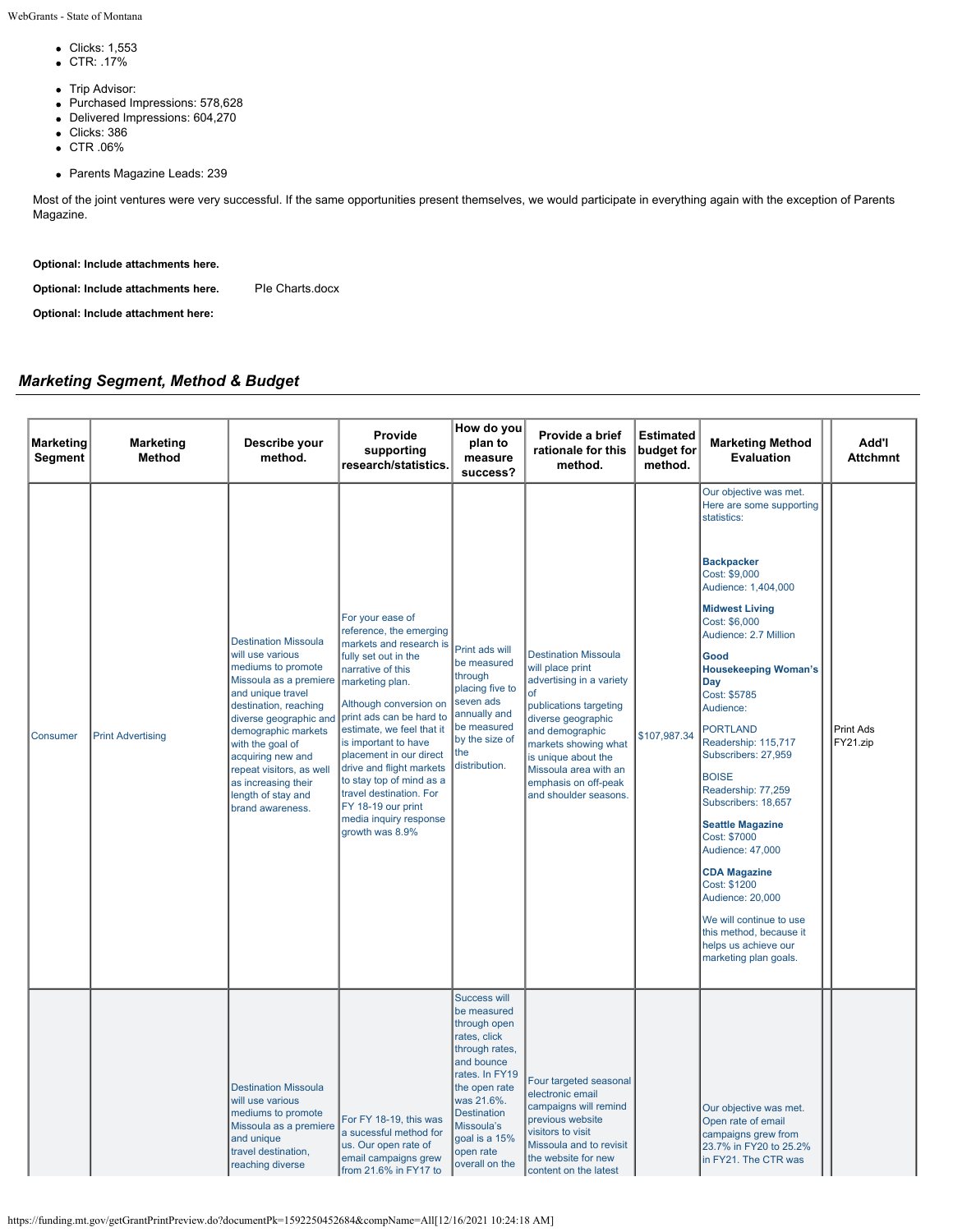- Clicks: 1,553
- CTR: .17%

- Trip Advisor:
- Purchased Impressions: 578,628
- Delivered Impressions: 604,270
- Clicks: 386
- CTR .06%

- Parents Magazine Leads: 239

Most of the joint ventures were very successful. If the same opportunities present themselves, we would participate in everything again with the exception of Parents Magazine.

**Optional: Include attachments here.**

**Optional: Include attachments here.** PIe Charts.docx

**Optional: Include attachment here:**

## *Marketing Segment, Method & Budget*

| Marketing Segment | Marketing Method | Describe your method. | Provide supporting research/statistics. | How do you plan to measure success? | Provide a brief rationale for this method. | Estimated budget for method. | Marketing Method Evaluation | Add'l Attchmnt |
|---|---|---|---|---|---|---|---|---|
| Consumer | Print Advertising | Destination Missoula will use various mediums to promote Missoula as a premiere and unique travel destination, reaching diverse geographic and demographic markets with the goal of acquiring new and repeat visitors, as well as increasing their length of stay and brand awareness. | For your ease of reference, the emerging markets and research is fully set out in the narrative of this marketing plan.<br><br>Although conversion on print ads can be hard to estimate, we feel that it is important to have placement in our direct drive and flight markets to stay top of mind as a travel destination. For FY 18-19 our print media inquiry response growth was 8.9% | Print ads will be measured through placing five to seven ads annually and be measured by the size of the distribution. | Destination Missoula will place print advertising in a variety of publications targeting diverse geographic and demographic markets showing what is unique about the Missoula area with an emphasis on off-peak and shoulder seasons. | $107,987.34 | Our objective was met. Here are some supporting statistics:<br><br>**Backpacker**<br>Cost: $9,000<br>Audience: 1,404,000<br><br>**Midwest Living**<br>Cost: $6,000<br>Audience: 2.7 Million<br><br>**Good Housekeeping Woman's Day**<br>Cost: $5785<br>Audience:<br><br>PORTLAND<br>Readership: 115,717<br>Subscribers: 27,959<br><br>BOISE<br>Readership: 77,259<br>Subscribers: 18,657<br><br>**Seattle Magazine**<br>Cost: $7000<br>Audience: 47,000<br><br>**CDA Magazine**<br>Cost: $1200<br>Audience: 20,000<br><br>We will continue to use this method, because it helps us achieve our marketing plan goals. | Print Ads FY21.zip |
| | | Destination Missoula will use various mediums to promote Missoula as a premiere and unique travel destination, reaching diverse | For FY 18-19, this was a sucessful method for us. Our open rate of email campaigns grew from 21.6% in FY17 to | Success will be measured through open rates, click through rates, and bounce rates. In FY19 the open rate was 21.6%. Destination Missoula's goal is a 15% open rate overall on the | Four targeted seasonal electronic email campaigns will remind previous website visitors to visit Missoula and to revisit the website for new content on the latest | | Our objective was met. Open rate of email campaigns grew from 23.7% in FY20 to 25.2% in FY21. The CTR was | |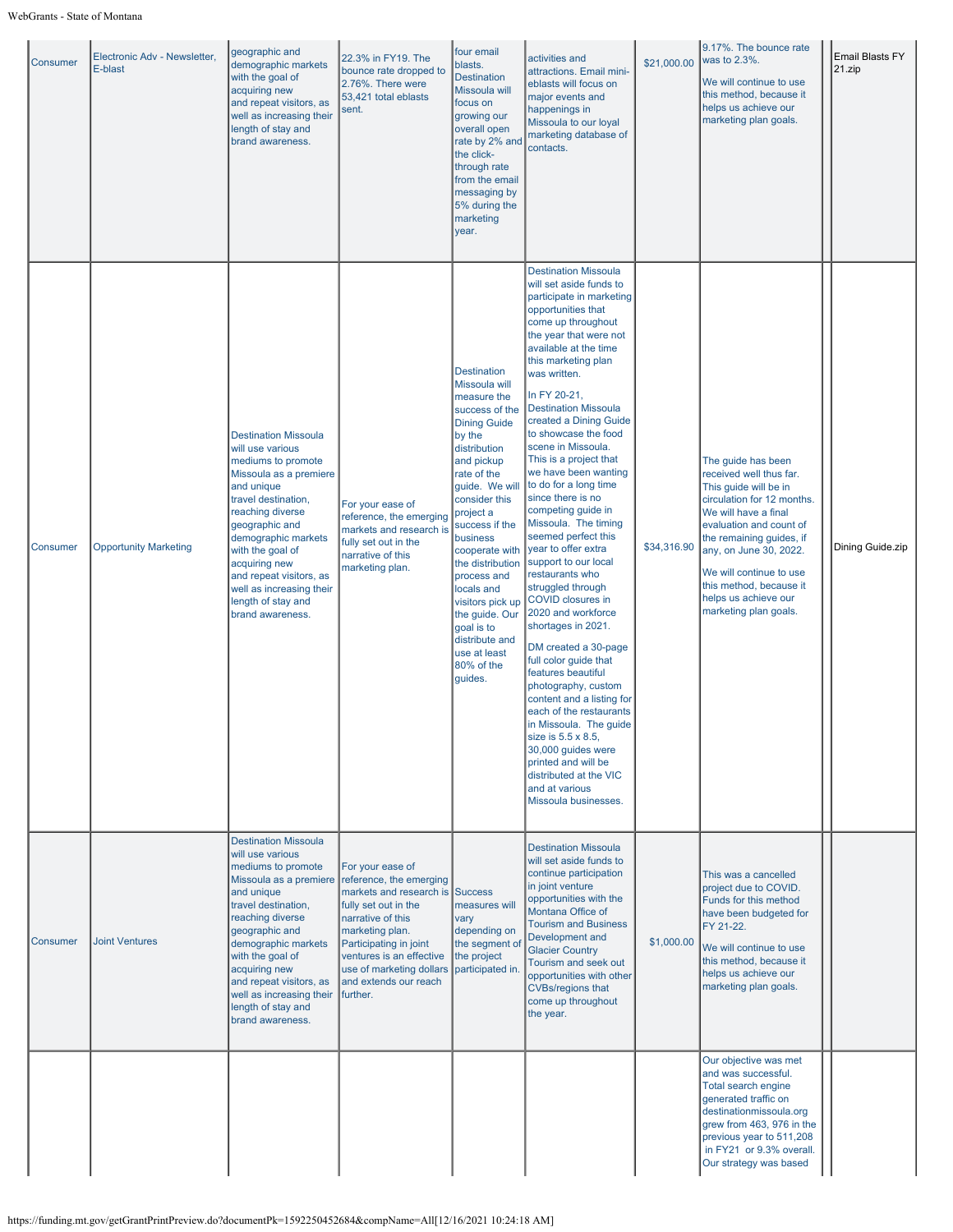| Consumer | Electronic Adv - Newsletter, E-blast | geographic and demographic markets with the goal of acquiring new and repeat visitors, as well as increasing their length of stay and brand awareness. | 22.3% in FY19. The bounce rate dropped to 2.76%. There were 53,421 total eblasts sent. | four email blasts. Destination Missoula will focus on growing our overall open rate by 2% and the click-through rate from the email messaging by 5% during the marketing year. | activities and attractions. Email mini-eblasts will focus on major events and happenings in Missoula to our loyal marketing database of contacts. | $21,000.00 | 9.17%. The bounce rate was to 2.3%.<br><br>We will continue to use this method, because it helps us achieve our marketing plan goals. | | Email Blasts FY 21.zip |
|---|---|---|---|---|---|---|---|---|---|
| Consumer | Opportunity Marketing | Destination Missoula will use various mediums to promote Missoula as a premiere and unique travel destination, reaching diverse geographic and demographic markets with the goal of acquiring new and repeat visitors, as well as increasing their length of stay and brand awareness. | For your ease of reference, the emerging markets and research is fully set out in the narrative of this marketing plan. | Destination Missoula will measure the success of the Dining Guide by the distribution and pickup rate of the guide. We will consider this project a success if the business cooperate with the distribution process and locals and visitors pick up the guide. Our goal is to distribute and use at least 80% of the guides. | Destination Missoula will set aside funds to participate in marketing opportunities that come up throughout the year that were not available at the time this marketing plan was written.<br><br>In FY 20-21, Destination Missoula created a Dining Guide to showcase the food scene in Missoula. This is a project that we have been wanting to do for a long time since there is no competing guide in Missoula. The timing seemed perfect this year to offer extra support to our local restaurants who struggled through COVID closures in 2020 and workforce shortages in 2021.<br><br>DM created a 30-page full color guide that features beautiful photography, custom content and a listing for each of the restaurants in Missoula. The guide size is 5.5 x 8.5, 30,000 guides were printed and will be distributed at the VIC and at various Missoula businesses. | $34,316.90 | The guide has been received well thus far. This guide will be in circulation for 12 months. We will have a final evaluation and count of the remaining guides, if any, on June 30, 2022.<br><br>We will continue to use this method, because it helps us achieve our marketing plan goals. | | Dining Guide.zip |
| Consumer | Joint Ventures | Destination Missoula will use various mediums to promote Missoula as a premiere and unique travel destination, reaching diverse geographic and demographic markets with the goal of acquiring new and repeat visitors, as well as increasing their length of stay and brand awareness. | For your ease of reference, the emerging markets and research is fully set out in the narrative of this marketing plan. Participating in joint ventures is an effective use of marketing dollars and extends our reach further. | Success measures will vary depending on the segment of the project participated in. | Destination Missoula will set aside funds to continue participation in joint venture opportunities with the Montana Office of Tourism and Business Development and Glacier Country Tourism and seek out opportunities with other CVBs/regions that come up throughout the year. | $1,000.00 | This was a cancelled project due to COVID. Funds for this method have been budgeted for FY 21-22.<br><br>We will continue to use this method, because it helps us achieve our marketing plan goals. | | |
| | | | | | | | Our objective was met and was successful. Total search engine generated traffic on destinationmissoula.org grew from 463, 976 in the previous year to 511,208 in FY21 or 9.3% overall. Our strategy was based | | |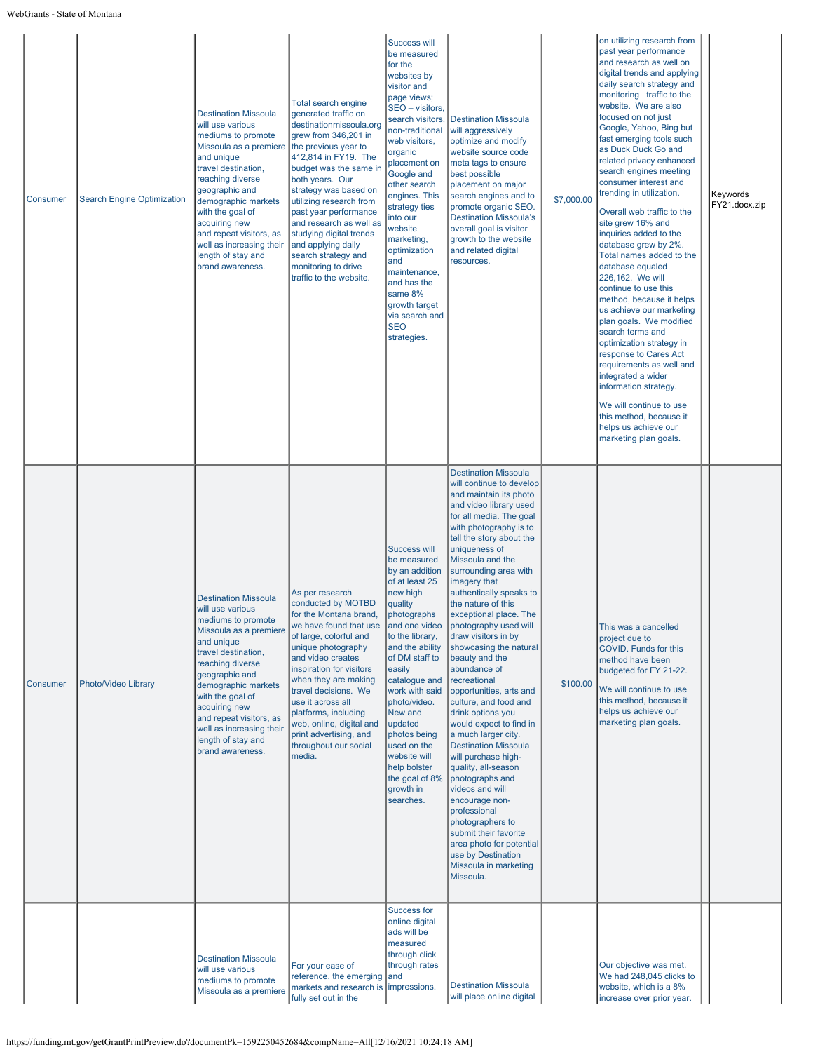| Consumer | Search Engine Optimization | Destination Missoula will use various mediums to promote Missoula as a premiere and unique travel destination, reaching diverse geographic and demographic markets with the goal of acquiring new and repeat visitors, as well as increasing their length of stay and brand awareness. | Total search engine generated traffic on destinationmissoula.org grew from 346,201 in the previous year to 412,814 in FY19. The budget was the same in both years. Our strategy was based on utilizing research from past year performance and research as well as studying digital trends and applying daily search strategy and monitoring to drive traffic to the website. | Success will be measured for the websites by visitor and page views; SEO – visitors, search visitors, non-traditional web visitors, organic placement on Google and other search engines. This strategy ties into our website marketing, optimization and maintenance, and has the same 8% growth target via search and SEO strategies. | Destination Missoula will aggressively optimize and modify website source code meta tags to ensure best possible placement on major search engines and to promote organic SEO. Destination Missoula's overall goal is visitor growth to the website and related digital resources. | $7,000.00 | on utilizing research from past year performance and research as well as on digital trends and applying daily search strategy and monitoring traffic to the website. We are also focused on not just Google, Yahoo, Bing but fast emerging tools such as Duck Duck Go and related privacy enhanced search engines meeting consumer interest and trending in utilization.<br><br>Overall web traffic to the site grew 16% and inquiries added to the database grew by 2%. Total names added to the database equaled 226,162. We will continue to use this method, because it helps us achieve our marketing plan goals. We modified search terms and optimization strategy in response to Cares Act requirements as well and integrated a wider information strategy.<br><br>We will continue to use this method, because it helps us achieve our marketing plan goals. | | Keywords FY21.docx.zip |
|---|---|---|---|---|---|---|---|---|---|
| Consumer | Photo/Video Library | Destination Missoula will use various mediums to promote Missoula as a premiere and unique travel destination, reaching diverse geographic and demographic markets with the goal of acquiring new and repeat visitors, as well as increasing their length of stay and brand awareness. | As per research conducted by MOTBD for the Montana brand, we have found that use of large, colorful and unique photography and video creates inspiration for visitors when they are making travel decisions. We use it across all platforms, including web, online, digital and print advertising, and throughout our social media. | Success will be measured by an addition of at least 25 new high quality photographs and one video to the library, and the ability of DM staff to easily catalogue and work with said photo/video. New and updated photos being used on the website will help bolster the goal of 8% growth in searches. | Destination Missoula will continue to develop and maintain its photo and video library used for all media. The goal with photography is to tell the story about the uniqueness of Missoula and the surrounding area with imagery that authentically speaks to the nature of this exceptional place. The photography used will draw visitors in by showcasing the natural beauty and the abundance of recreational opportunities, arts and culture, and food and drink options you would expect to find in a much larger city. Destination Missoula will purchase high-quality, all-season photographs and videos and will encourage non-professional photographers to submit their favorite area photo for potential use by Destination Missoula in marketing Missoula. | $100.00 | This was a cancelled project due to COVID. Funds for this method have been budgeted for FY 21-22.<br><br>We will continue to use this method, because it helps us achieve our marketing plan goals. | | |
| | | Destination Missoula will use various mediums to promote Missoula as a premiere | For your ease of reference, the emerging markets and research is fully set out in the | Success for online digital ads will be measured through click through rates and impressions. | Destination Missoula will place online digital | | Our objective was met. We had 248,045 clicks to website, which is a 8% increase over prior year. | | |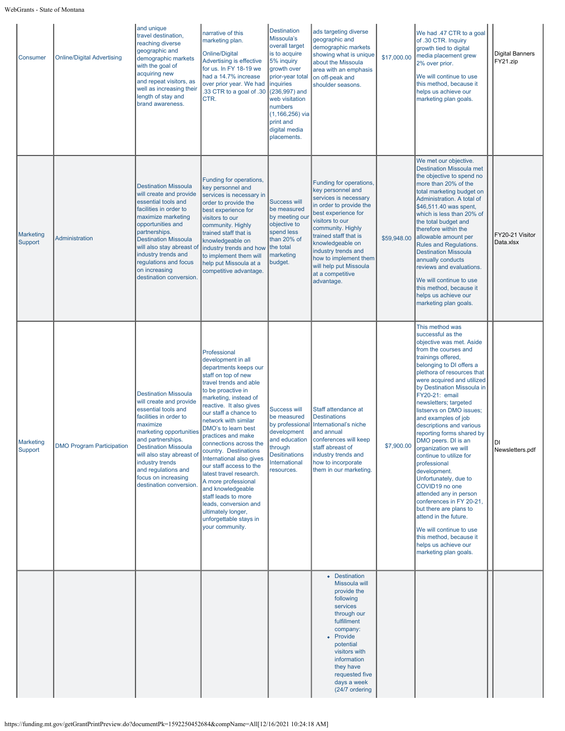| | | | | | | | | | |
|---|---|---|---|---|---|---|---|---|---|
| Consumer | Online/Digital Advertising | and unique travel destination, reaching diverse geographic and demographic markets with the goal of acquiring new and repeat visitors, as well as increasing their length of stay and brand awareness. | narrative of this marketing plan.<br><br>Online/Digital Advertising is effective for us. In FY 18-19 we had a 14.7% increase over prior year. We had .33 CTR to a goal of .30 CTR. | Destination Missoula's overall target is to acquire 5% inquiry growth over prior-year total inquiries (236,997) and web visitation numbers (1,166,256) via print and digital media placements. | ads targeting diverse geographic and demographic markets showing what is unique about the Missoula area with an emphasis on off-peak and shoulder seasons. | $17,000.00 | We had .47 CTR to a goal of .30 CTR. Inquiry growth tied to digital media placement grew 2% over prior.<br><br>We will continue to use this method, because it helps us achieve our marketing plan goals. | | Digital Banners FY21.zip |
| Marketing Support | Administration | Destination Missoula will create and provide essential tools and facilities in order to maximize marketing opportunities and partnerships. Destination Missoula will also stay abreast of industry trends and regulations and focus on increasing destination conversion. | Funding for operations, key personnel and services is necessary in order to provide the best experience for visitors to our community. Highly trained staff that is knowledgeable on industry trends and how to implement them will help put Missoula at a competitive advantage. | Success will be measured by meeting our objective to spend less than 20% of the total marketing budget. | Funding for operations, key personnel and services is necessary in order to provide the best experience for visitors to our community. Highly trained staff that is knowledgeable on industry trends and how to implement them will help put Missoula at a competitive advantage. | $59,948.00 | We met our objective. Destination Missoula met the objective to spend no more than 20% of the total marketing budget on Administration. A total of $46,511.40 was spent, which is less than 20% of the total budget and therefore within the allowable amount per Rules and Regulations. Destination Missoula annually conducts reviews and evaluations.<br><br>We will continue to use this method, because it helps us achieve our marketing plan goals. | | FY20-21 Visitor Data.xlsx |
| Marketing Support | DMO Program Participation | Destination Missoula will create and provide essential tools and facilities in order to maximize marketing opportunities and partnerships. Destination Missoula will also stay abreast of industry trends and regulations and focus on increasing destination conversion. | Professional development in all departments keeps our staff on top of new travel trends and able to be proactive in marketing, instead of reactive. It also gives our staff a chance to network with similar DMO's to learn best practices and make connections across the country. Destinations International also gives our staff access to the latest travel research. A more professional and knowledgeable staff leads to more leads, conversion and ultimately longer, unforgettable stays in your community. | Success will be measured by professional development and education through Desitinations International resources. | Staff attendance at Destinations International's niche and annual conferences will keep staff abreast of industry trends and how to incorporate them in our marketing. | $7,900.00 | This method was successful as the objective was met. Aside from the courses and trainings offered, belonging to DI offers a plethora of resources that were acquired and utilized by Destination Missoula in FY20-21: email newsletters; targeted listservs on DMO issues; and examples of job descriptions and various reporting forms shared by DMO peers. DI is an organization we will continue to utilize for professional development. Unfortunately, due to COVID19 no one attended any in person conferences in FY 20-21, but there are plans to attend in the future.<br><br>We will continue to use this method, because it helps us achieve our marketing plan goals. | | DI Newsletters.pdf |
| | | | | | • Destination Missoula will provide the following services through our fulfillment company:<br>• Provide potential visitors with information they have requested five days a week (24/7 ordering | | | | |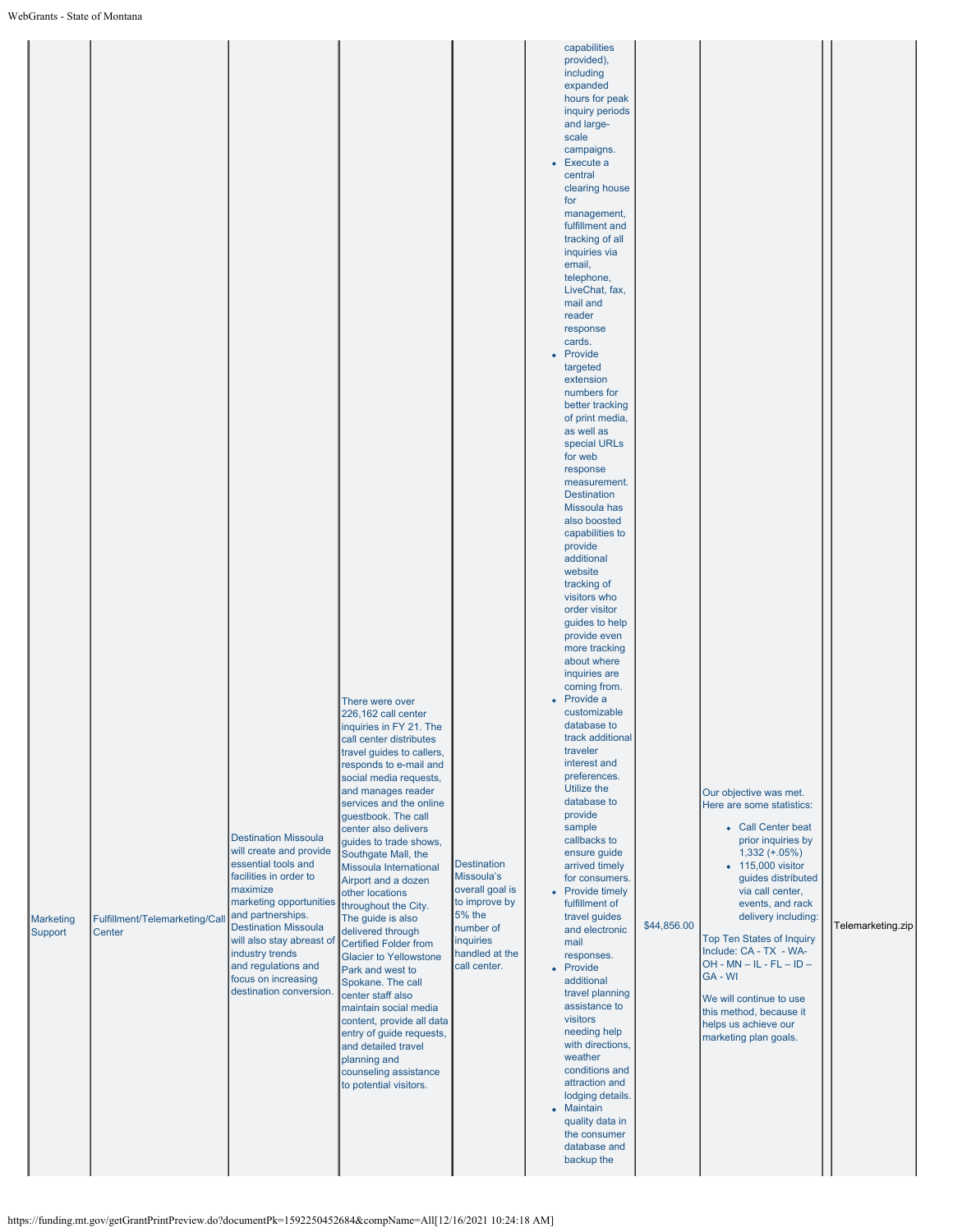| Marketing Support | Fulfillment/Telemarketing/Call Center | Destination Missoula will create and provide essential tools and facilities in order to maximize marketing opportunities and partnerships. Destination Missoula will also stay abreast of industry trends and regulations and focus on increasing destination conversion. | There were over 226,162 call center inquiries in FY 21. The call center distributes travel guides to callers, responds to e-mail and social media requests, and manages reader services and the online guestbook. The call center also delivers guides to trade shows, Southgate Mall, the Missoula International Airport and a dozen other locations throughout the City. The guide is also delivered through Certified Folder from Glacier to Yellowstone Park and west to Spokane. The call center staff also maintain social media content, provide all data entry of guide requests, and detailed travel planning and counseling assistance to potential visitors. | Destination Missoula's overall goal is to improve by 5% the number of inquiries handled at the call center. | capabilities provided), including expanded hours for peak inquiry periods and large-scale campaigns.<br>• Execute a central clearing house for management, fulfillment and tracking of all inquiries via email, telephone, LiveChat, fax, mail and reader response cards.<br>• Provide targeted extension numbers for better tracking of print media, as well as special URLs for web response measurement. Destination Missoula has also boosted capabilities to provide additional website tracking of visitors who order visitor guides to help provide even more tracking about where inquiries are coming from.<br>• Provide a customizable database to track additional traveler interest and preferences. Utilize the database to provide sample callbacks to ensure guide arrived timely for consumers.<br>• Provide timely fulfillment of travel guides and electronic mail responses.<br>• Provide additional travel planning assistance to visitors needing help with directions, weather conditions and attraction and lodging details.<br>• Maintain quality data in the consumer database and backup the | $44,856.00 | Our objective was met. Here are some statistics:<br>• Call Center beat prior inquiries by 1,332 (+.05%)<br>• 115,000 visitor guides distributed via call center, events, and rack delivery including:<br><br>Top Ten States of Inquiry Include: CA - TX - WA- OH - MN – IL - FL – ID – GA - WI<br><br>We will continue to use this method, because it helps us achieve our marketing plan goals. | | Telemarketing.zip |
|---|---|---|---|---|---|---|---|---|---|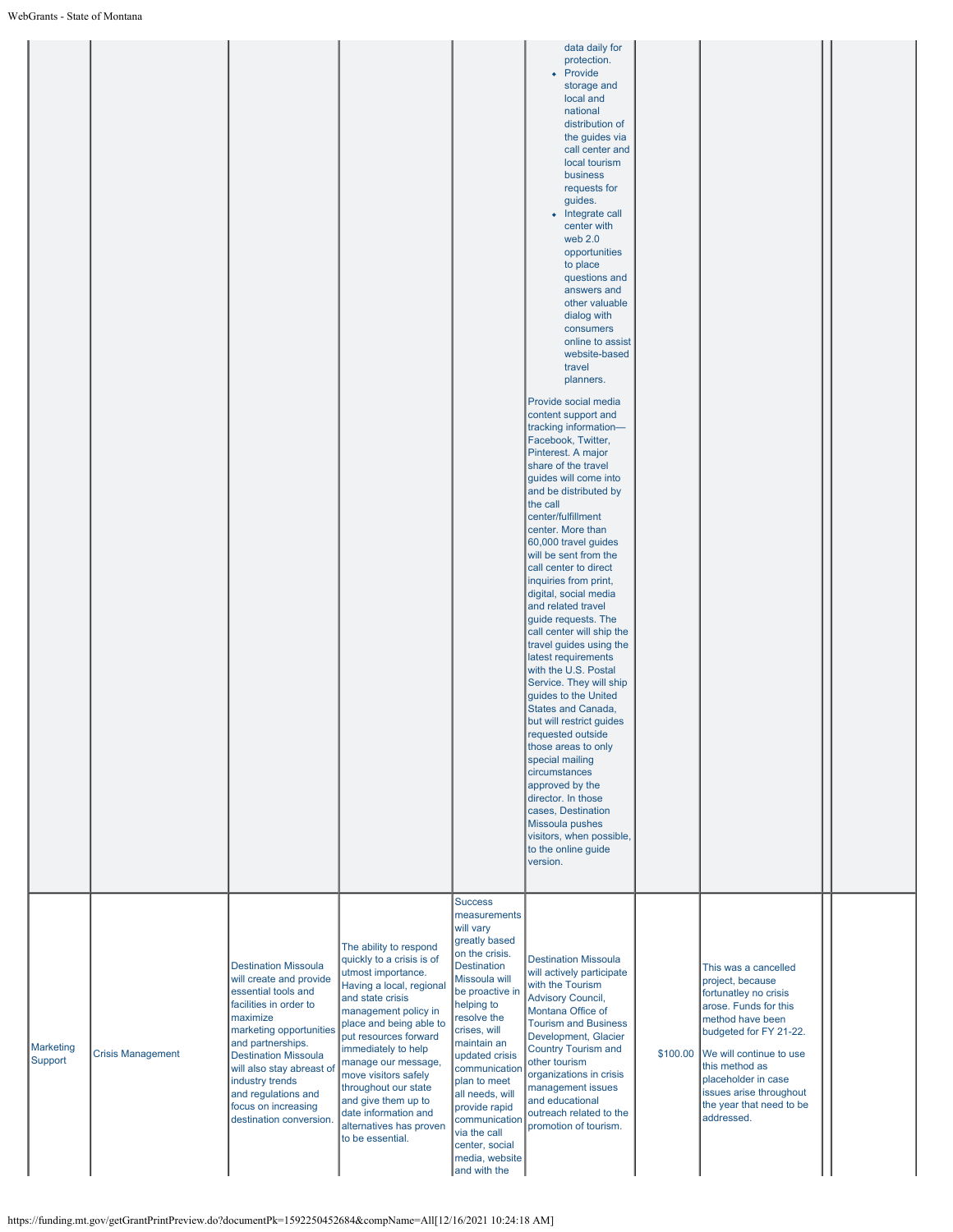| | | | | | | | | | |
|---|---|---|---|---|---|---|---|---|---|
| | | | | | data daily for protection.<br>◆ Provide storage and local and national distribution of the guides via call center and local tourism business requests for guides.<br>◆ Integrate call center with web 2.0 opportunities to place questions and answers and other valuable dialog with consumers online to assist website-based travel planners.<br><br>Provide social media content support and tracking information—Facebook, Twitter, Pinterest. A major share of the travel guides will come into and be distributed by the call center/fulfillment center. More than 60,000 travel guides will be sent from the call center to direct inquiries from print, digital, social media and related travel guide requests. The call center will ship the travel guides using the latest requirements with the U.S. Postal Service. They will ship guides to the United States and Canada, but will restrict guides requested outside those areas to only special mailing circumstances approved by the director. In those cases, Destination Missoula pushes visitors, when possible, to the online guide version. | | | | |
| Marketing Support | Crisis Management | Destination Missoula will create and provide essential tools and facilities in order to maximize marketing opportunities and partnerships. Destination Missoula will also stay abreast of industry trends and regulations and focus on increasing destination conversion. | The ability to respond quickly to a crisis is of utmost importance. Having a local, regional and state crisis management policy in place and being able to put resources forward immediately to help manage our message, move visitors safely throughout our state and give them up to date information and alternatives has proven to be essential. | Success measurements will vary greatly based on the crisis. Destination Missoula will be proactive in helping to resolve the crises, will maintain an updated crisis communication plan to meet all needs, will provide rapid communication via the call center, social media, website and with the | Destination Missoula will actively participate with the Tourism Advisory Council, Montana Office of Tourism and Business Development, Glacier Country Tourism and other tourism organizations in crisis management issues and educational outreach related to the promotion of tourism. | $100.00 | This was a cancelled project, because fortunatley no crisis arose. Funds for this method have been budgeted for FY 21-22.<br><br>We will continue to use this method as placeholder in case issues arise throughout the year that need to be addressed. | | |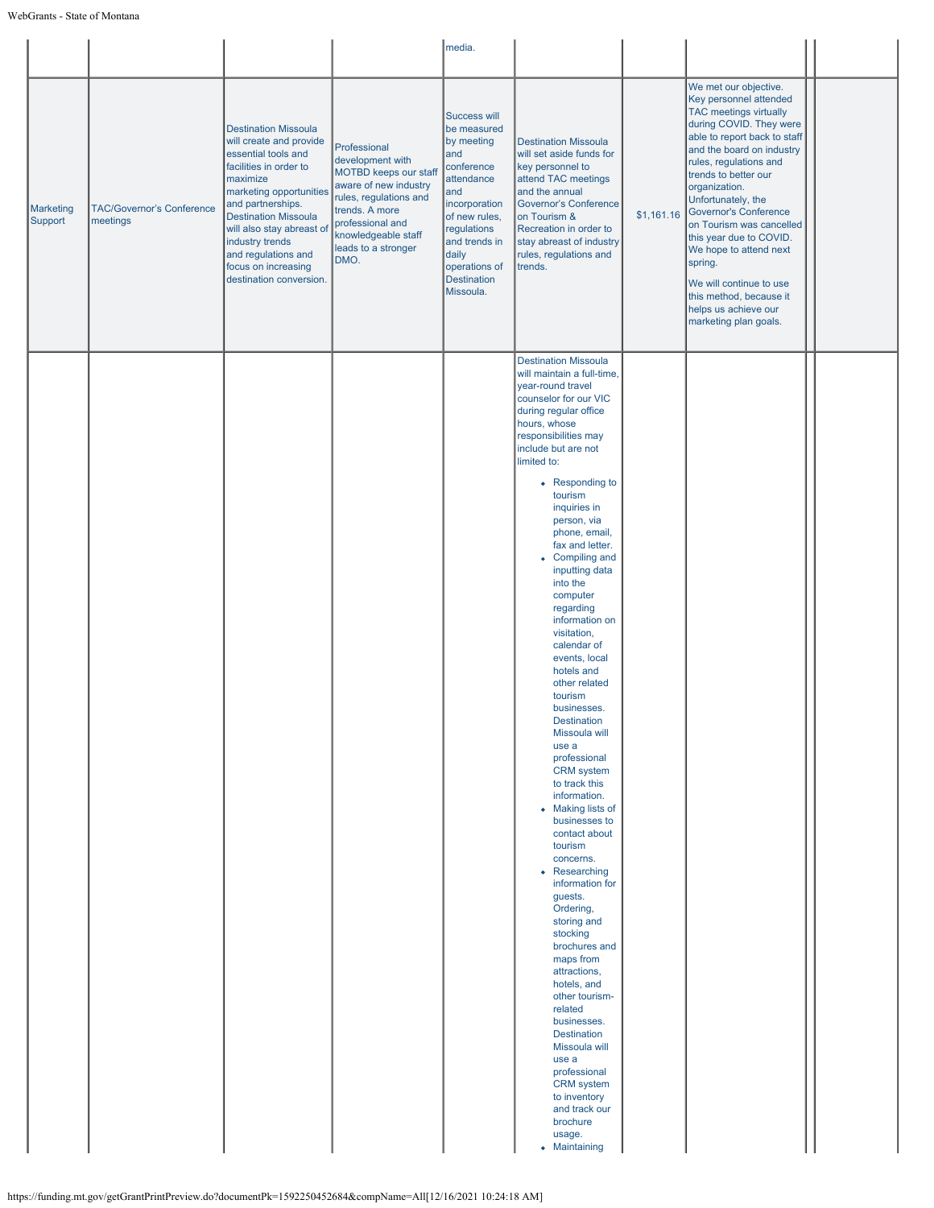| | | | | media. | | | | | |
|---|---|---|---|---|---|---|---|---|---|
| Marketing Support | TAC/Governor's Conference meetings | Destination Missoula will create and provide essential tools and facilities in order to maximize marketing opportunities and partnerships. Destination Missoula will also stay abreast of industry trends and regulations and focus on increasing destination conversion. | Professional development with MOTBD keeps our staff aware of new industry rules, regulations and trends. A more professional and knowledgeable staff leads to a stronger DMO. | Success will be measured by meeting and conference attendance and incorporation of new rules, regulations and trends in daily operations of Destination Missoula. | Destination Missoula will set aside funds for key personnel to attend TAC meetings and the annual Governor's Conference on Tourism & Recreation in order to stay abreast of industry rules, regulations and trends. | $1,161.16 | We met our objective. Key personnel attended TAC meetings virtually during COVID. They were able to report back to staff and the board on industry rules, regulations and trends to better our organization. Unfortunately, the Governor's Conference on Tourism was cancelled this year due to COVID. We hope to attend next spring.<br><br>We will continue to use this method, because it helps us achieve our marketing plan goals. | | |
| | | | | | Destination Missoula will maintain a full-time, year-round travel counselor for our VIC during regular office hours, whose responsibilities may include but are not limited to:<br><br>• Responding to tourism inquiries in person, via phone, email, fax and letter.<br>• Compiling and inputting data into the computer regarding information on visitation, calendar of events, local hotels and other related tourism businesses. Destination Missoula will use a professional CRM system to track this information.<br>• Making lists of businesses to contact about tourism concerns.<br>• Researching information for guests. Ordering, storing and stocking brochures and maps from attractions, hotels, and other tourism-related businesses. Destination Missoula will use a professional CRM system to inventory and track our brochure usage.<br>• Maintaining | | | | |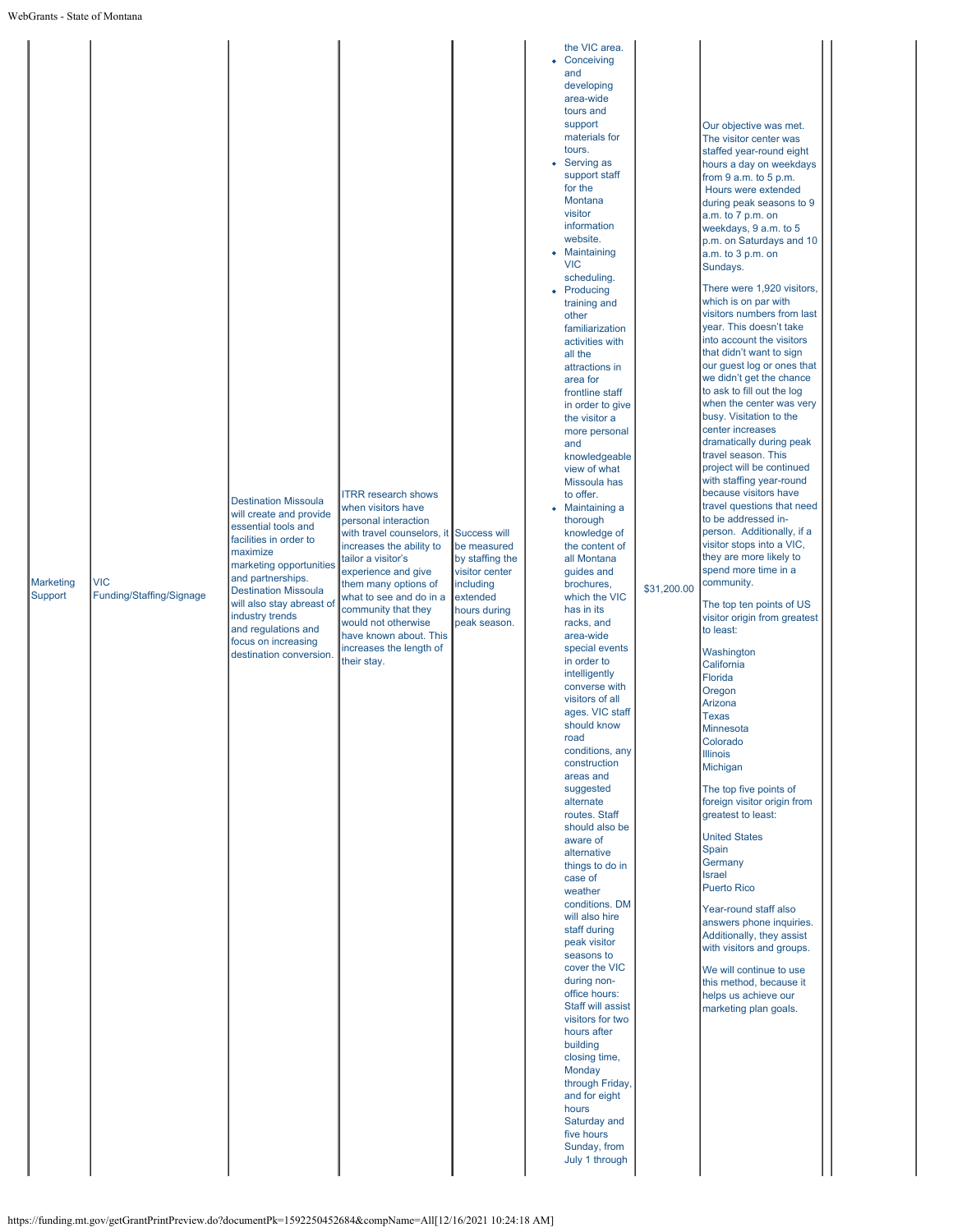|  |  |  |  |  |  |  |  |  |  |
|---|---|---|---|---|---|---|---|---|---|
| Marketing Support | VIC Funding/Staffing/Signage | Destination Missoula will create and provide essential tools and facilities in order to maximize marketing opportunities and partnerships. Destination Missoula will also stay abreast of industry trends and regulations and focus on increasing destination conversion. | ITRR research shows when visitors have personal interaction with travel counselors, it increases the ability to tailor a visitor's experience and give them many options of what to see and do in a community that they would not otherwise have known about. This increases the length of their stay. | Success will be measured by staffing the visitor center including extended hours during peak season. | the VIC area.<br>• Conceiving and developing area-wide tours and support materials for tours.<br>• Serving as support staff for the Montana visitor information website.<br>• Maintaining VIC scheduling.<br>• Producing training and other familiarization activities with all the attractions in area for frontline staff in order to give the visitor a more personal and knowledgeable view of what Missoula has to offer.<br>• Maintaining a thorough knowledge of the content of all Montana guides and brochures, which the VIC has in its racks, and area-wide special events in order to intelligently converse with visitors of all ages. VIC staff should know road conditions, any construction areas and suggested alternate routes. Staff should also be aware of alternative things to do in case of weather conditions. DM will also hire staff during peak visitor seasons to cover the VIC during non-office hours: Staff will assist visitors for two hours after building closing time, Monday through Friday, and for eight hours Saturday and five hours Sunday, from July 1 through | $31,200.00 | Our objective was met. The visitor center was staffed year-round eight hours a day on weekdays from 9 a.m. to 5 p.m. Hours were extended during peak seasons to 9 a.m. to 7 p.m. on weekdays, 9 a.m. to 5 p.m. on Saturdays and 10 a.m. to 3 p.m. on Sundays.<br><br>There were 1,920 visitors, which is on par with visitors numbers from last year. This doesn't take into account the visitors that didn't want to sign our guest log or ones that we didn't get the chance to ask to fill out the log when the center was very busy. Visitation to the center increases dramatically during peak travel season. This project will be continued with staffing year-round because visitors have travel questions that need to be addressed in-person. Additionally, if a visitor stops into a VIC, they are more likely to spend more time in a community.<br><br>The top ten points of US visitor origin from greatest to least:<br><br>Washington<br>California<br>Florida<br>Oregon<br>Arizona<br>Texas<br>Minnesota<br>Colorado<br>Illinois<br>Michigan<br><br>The top five points of foreign visitor origin from greatest to least:<br><br>United States<br>Spain<br>Germany<br>Israel<br>Puerto Rico<br><br>Year-round staff also answers phone inquiries. Additionally, they assist with visitors and groups.<br><br>We will continue to use this method, because it helps us achieve our marketing plan goals. |  |  |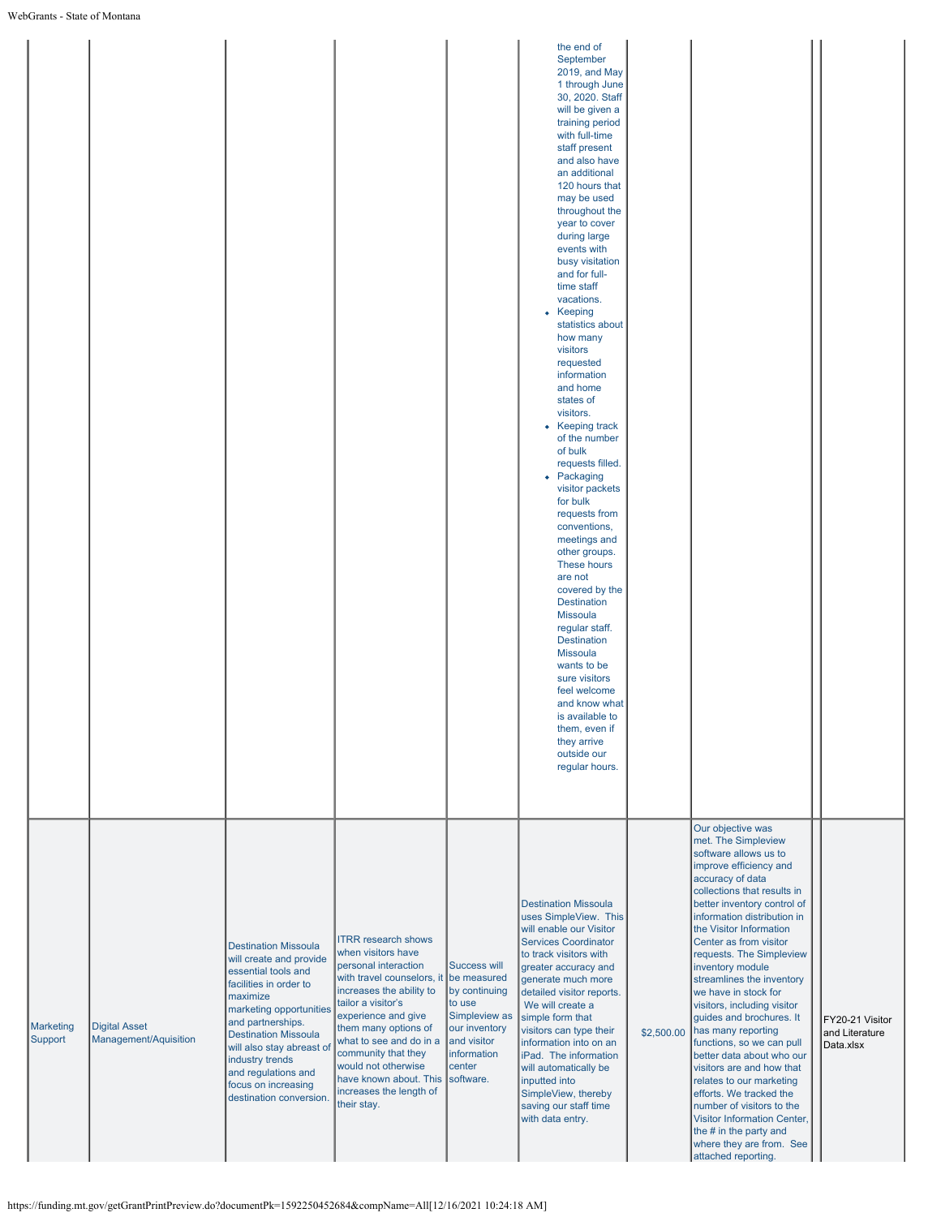| | | | | | | | | | |
|---|---|---|---|---|---|---|---|---|---|
| | | | | | the end of September 2019, and May 1 through June 30, 2020. Staff will be given a training period with full-time staff present and also have an additional 120 hours that may be used throughout the year to cover during large events with busy visitation and for full-time staff vacations.<br>• Keeping statistics about how many visitors requested information and home states of visitors.<br>• Keeping track of the number of bulk requests filled.<br>• Packaging visitor packets for bulk requests from conventions, meetings and other groups. These hours are not covered by the Destination Missoula regular staff. Destination Missoula wants to be sure visitors feel welcome and know what is available to them, even if they arrive outside our regular hours. | | | | |
| Marketing Support | Digital Asset Management/Aquisition | Destination Missoula will create and provide essential tools and facilities in order to maximize marketing opportunities and partnerships. Destination Missoula will also stay abreast of industry trends and regulations and focus on increasing destination conversion. | ITRR research shows when visitors have personal interaction with travel counselors, it increases the ability to tailor a visitor's experience and give them many options of what to see and do in a community that they would not otherwise have known about. This increases the length of their stay. | Success will be measured by continuing to use Simpleview as our inventory and visitor information center software. | Destination Missoula uses SimpleView. This will enable our Visitor Services Coordinator to track visitors with greater accuracy and generate much more detailed visitor reports. We will create a simple form that visitors can type their information into on an iPad. The information will automatically be inputted into SimpleView, thereby saving our staff time with data entry. | $2,500.00 | Our objective was met. The Simpleview software allows us to improve efficiency and accuracy of data collections that results in better inventory control of information distribution in the Visitor Information Center as from visitor requests. The Simpleview inventory module streamlines the inventory we have in stock for visitors, including visitor guides and brochures. It has many reporting functions, so we can pull better data about who our visitors are and how that relates to our marketing efforts. We tracked the number of visitors to the Visitor Information Center, the # in the party and where they are from. See attached reporting. | | FY20-21 Visitor and Literature Data.xlsx |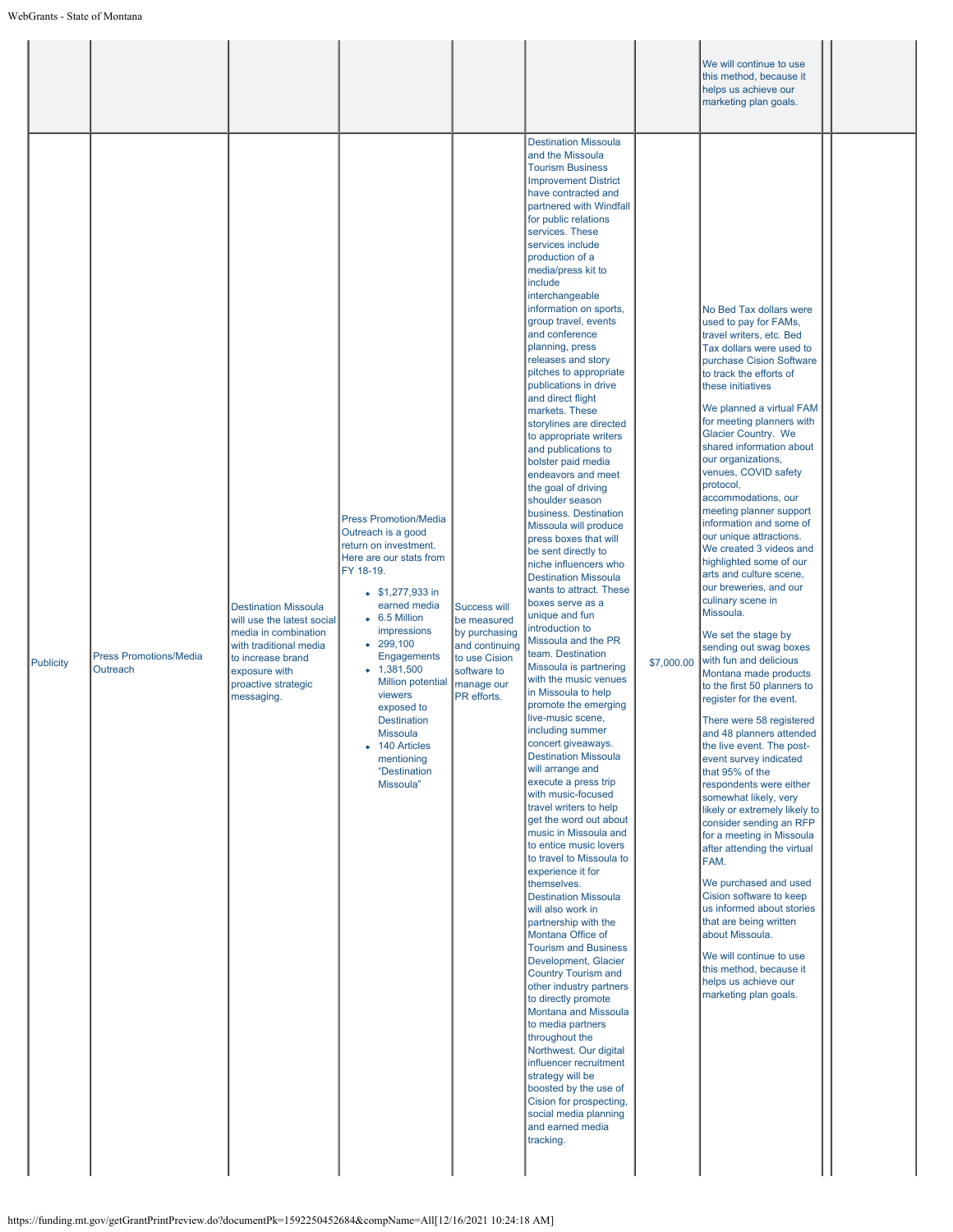| | | | | | | | | | |
|---|---|---|---|---|---|---|---|---|---|
| | | | | | | | We will continue to use this method, because it helps us achieve our marketing plan goals. | | |
| Publicity | Press Promotions/Media Outreach | Destination Missoula will use the latest social media in combination with traditional media to increase brand exposure with proactive strategic messaging. | Press Promotion/Media Outreach is a good return on investment. Here are our stats from FY 18-19.<br>• $1,277,933 in earned media<br>• 6.5 Million impressions<br>• 299,100 Engagements<br>• 1,381,500 Million potential viewers exposed to Destination Missoula<br>• 140 Articles mentioning "Destination Missoula" | Success will be measured by purchasing and continuing to use Cision software to manage our PR efforts. | Destination Missoula and the Missoula Tourism Business Improvement District have contracted and partnered with Windfall for public relations services. These services include production of a media/press kit to include interchangeable information on sports, group travel, events and conference planning, press releases and story pitches to appropriate publications in drive and direct flight markets. These storylines are directed to appropriate writers and publications to bolster paid media endeavors and meet the goal of driving shoulder season business. Destination Missoula will produce press boxes that will be sent directly to niche influencers who Destination Missoula wants to attract. These boxes serve as a unique and fun introduction to Missoula and the PR team. Destination Missoula is partnering with the music venues in Missoula to help promote the emerging live-music scene, including summer concert giveaways. Destination Missoula will arrange and execute a press trip with music-focused travel writers to help get the word out about music in Missoula and to entice music lovers to travel to Missoula to experience it for themselves. Destination Missoula will also work in partnership with the Montana Office of Tourism and Business Development, Glacier Country Tourism and other industry partners to directly promote Montana and Missoula to media partners throughout the Northwest. Our digital influencer recruitment strategy will be boosted by the use of Cision for prospecting, social media planning and earned media tracking. | $7,000.00 | No Bed Tax dollars were used to pay for FAMs, travel writers, etc. Bed Tax dollars were used to purchase Cision Software to track the efforts of these initiatives<br><br>We planned a virtual FAM for meeting planners with Glacier Country. We shared information about our organizations, venues, COVID safety protocol, accommodations, our meeting planner support information and some of our unique attractions. We created 3 videos and highlighted some of our arts and culture scene, our breweries, and our culinary scene in Missoula.<br><br>We set the stage by sending out swag boxes with fun and delicious Montana made products to the first 50 planners to register for the event.<br><br>There were 58 registered and 48 planners attended the live event. The post-event survey indicated that 95% of the respondents were either somewhat likely, very likely or extremely likely to consider sending an RFP for a meeting in Missoula after attending the virtual FAM.<br><br>We purchased and used Cision software to keep us informed about stories that are being written about Missoula.<br><br>We will continue to use this method, because it helps us achieve our marketing plan goals. | | |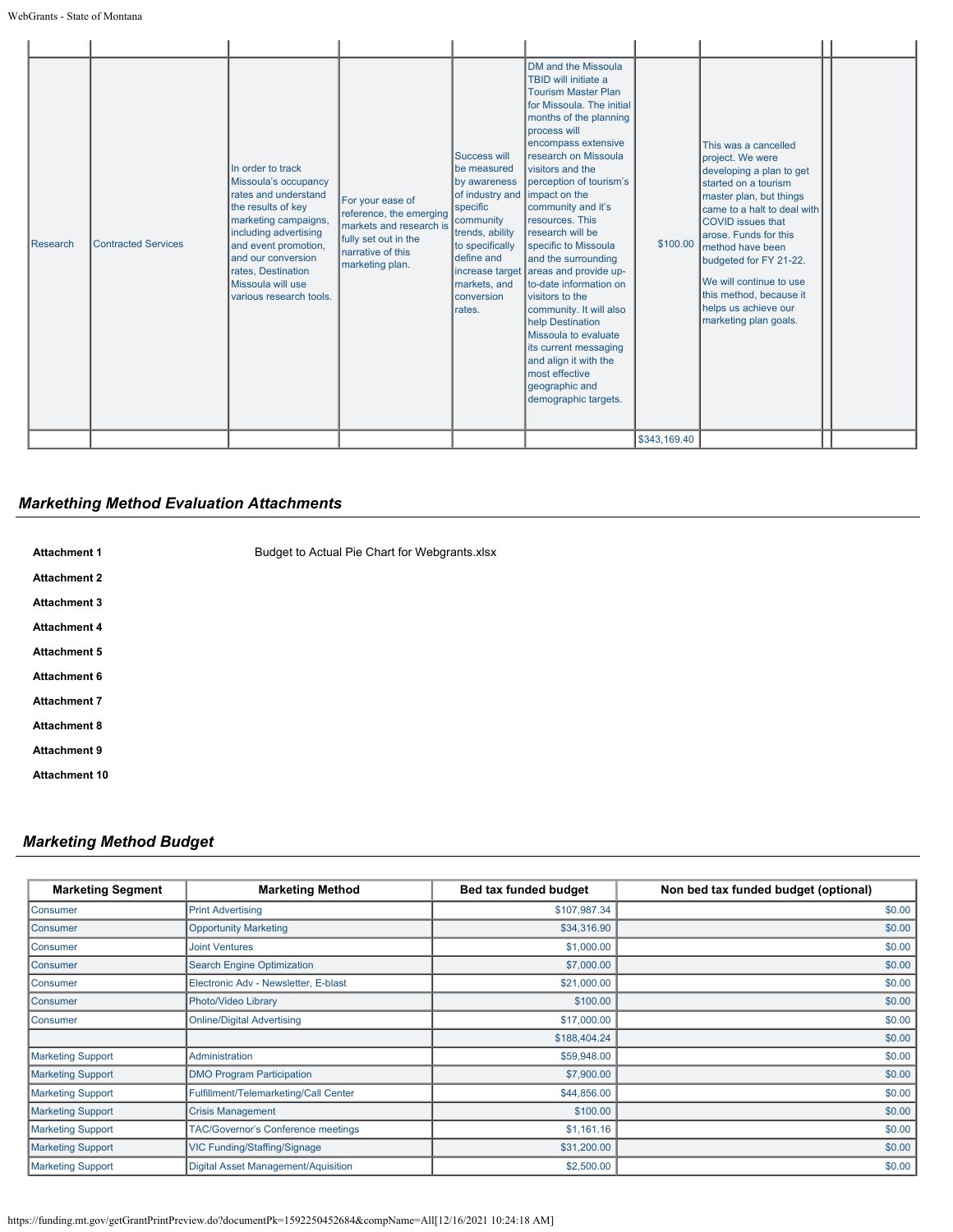| | | | | | | | | | |
|---|---|---|---|---|---|---|---|---|---|
| Research | Contracted Services | In order to track Missoula's occupancy rates and understand the results of key marketing campaigns, including advertising and event promotion, and our conversion rates, Destination Missoula will use various research tools. | For your ease of reference, the emerging markets and research is fully set out in the narrative of this marketing plan. | Success will be measured by awareness of industry and specific community trends, ability to specifically define and increase target markets, and conversion rates. | DM and the Missoula TBID will initiate a Tourism Master Plan for Missoula. The initial months of the planning process will encompass extensive research on Missoula visitors and the perception of tourism's impact on the community and it's resources. This research will be specific to Missoula and the surrounding areas and provide up-to-date information on visitors to the community. It will also help Destination Missoula to evaluate its current messaging and align it with the most effective geographic and demographic targets. | $100.00 | This was a cancelled project. We were developing a plan to get started on a tourism master plan, but things came to a halt to deal with COVID issues that arose. Funds for this method have been budgeted for FY 21-22.<br><br>We will continue to use this method, because it helps us achieve our marketing plan goals. | | |
| | | | | | | $343,169.40 | | | |

## Markething Method Evaluation Attachments

| | |
|---|---|
| **Attachment 1** | Budget to Actual Pie Chart for Webgrants.xlsx |
| **Attachment 2** | |
| **Attachment 3** | |
| **Attachment 4** | |
| **Attachment 5** | |
| **Attachment 6** | |
| **Attachment 7** | |
| **Attachment 8** | |
| **Attachment 9** | |
| **Attachment 10** | |

## Marketing Method Budget

| Marketing Segment | Marketing Method | Bed tax funded budget | Non bed tax funded budget (optional) |
|---|---|---|---|
| Consumer | Print Advertising | $107,987.34 | $0.00 |
| Consumer | Opportunity Marketing | $34,316.90 | $0.00 |
| Consumer | Joint Ventures | $1,000.00 | $0.00 |
| Consumer | Search Engine Optimization | $7,000.00 | $0.00 |
| Consumer | Electronic Adv - Newsletter, E-blast | $21,000.00 | $0.00 |
| Consumer | Photo/Video Library | $100.00 | $0.00 |
| Consumer | Online/Digital Advertising | $17,000.00 | $0.00 |
| | | $188,404.24 | $0.00 |
| Marketing Support | Administration | $59,948.00 | $0.00 |
| Marketing Support | DMO Program Participation | $7,900.00 | $0.00 |
| Marketing Support | Fulfillment/Telemarketing/Call Center | $44,856.00 | $0.00 |
| Marketing Support | Crisis Management | $100.00 | $0.00 |
| Marketing Support | TAC/Governor's Conference meetings | $1,161.16 | $0.00 |
| Marketing Support | VIC Funding/Staffing/Signage | $31,200.00 | $0.00 |
| Marketing Support | Digital Asset Management/Aquisition | $2,500.00 | $0.00 |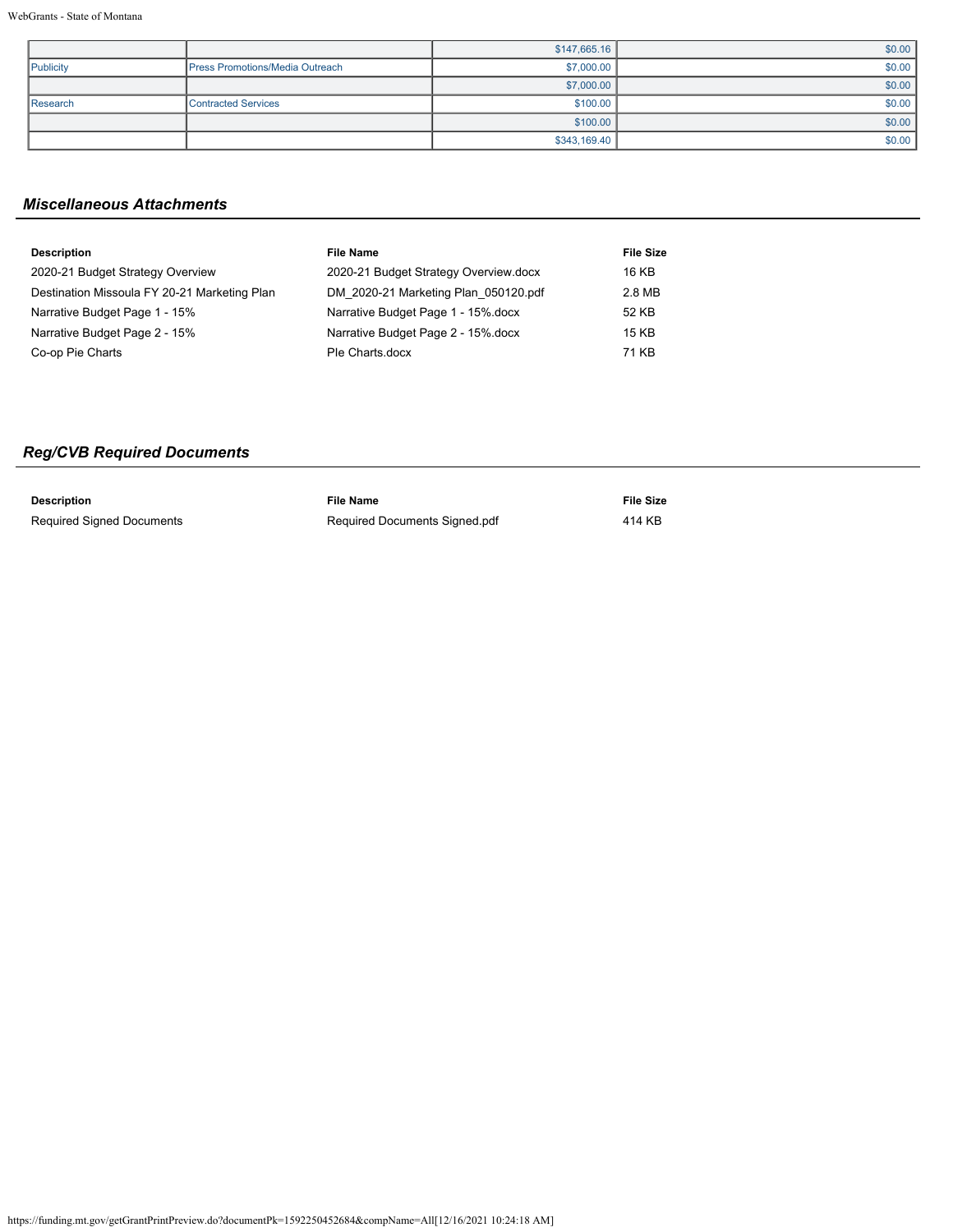| | | | |
|---|---|---|---|
| | | $147,665.16 | $0.00 |
| Publicity | Press Promotions/Media Outreach | $7,000.00 | $0.00 |
| | | $7,000.00 | $0.00 |
| Research | Contracted Services | $100.00 | $0.00 |
| | | $100.00 | $0.00 |
| | | $343,169.40 | $0.00 |

## *Miscellaneous Attachments*

| Description | File Name | File Size |
|---|---|---|
| 2020-21 Budget Strategy Overview | 2020-21 Budget Strategy Overview.docx | 16 KB |
| Destination Missoula FY 20-21 Marketing Plan | DM_2020-21 Marketing Plan_050120.pdf | 2.8 MB |
| Narrative Budget Page 1 - 15% | Narrative Budget Page 1 - 15%.docx | 52 KB |
| Narrative Budget Page 2 - 15% | Narrative Budget Page 2 - 15%.docx | 15 KB |
| Co-op Pie Charts | PIe Charts.docx | 71 KB |

## *Reg/CVB Required Documents*

| Description | File Name | File Size |
|---|---|---|
| Required Signed Documents | Required Documents Signed.pdf | 414 KB |